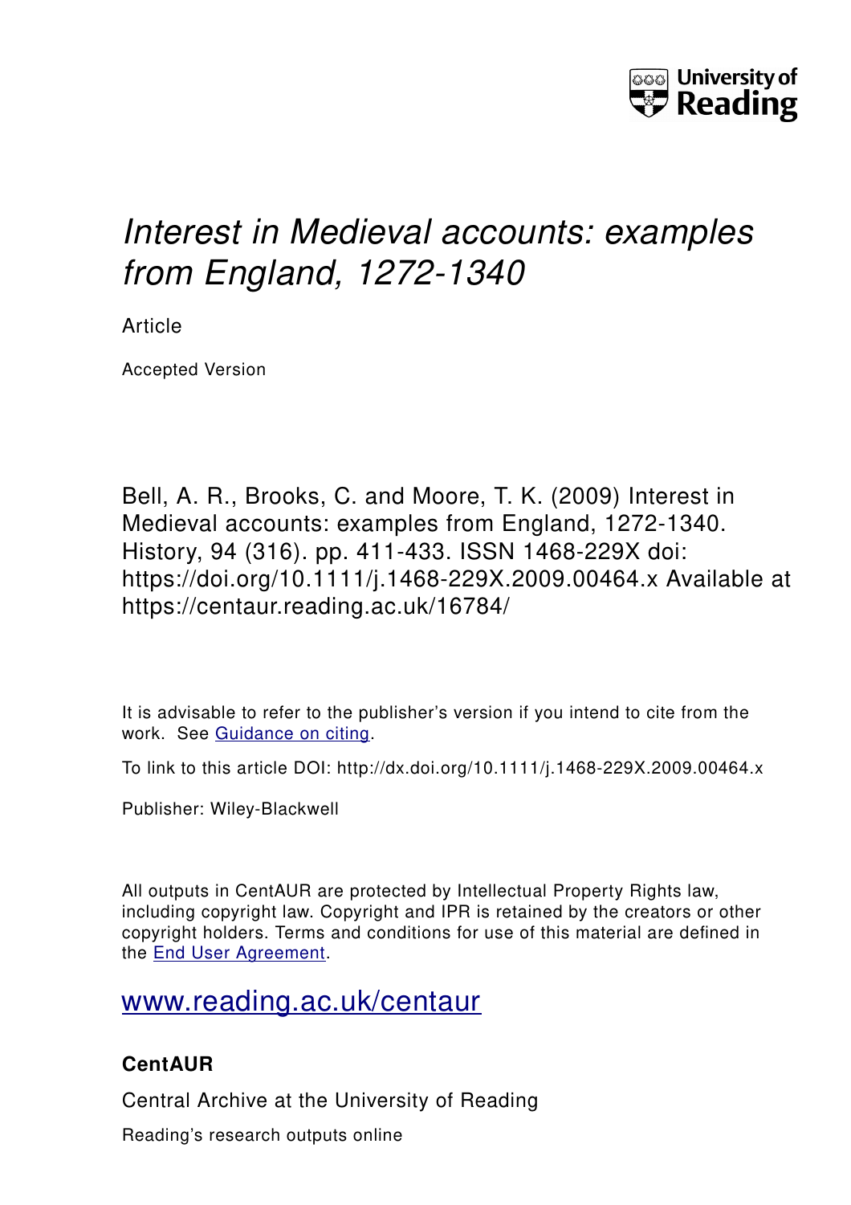# *Interest in Medieval accounts: examples from England, 1272-1340*

Article

Accepted Version

Bell, A. R., Brooks, C. and Moore, T. K. (2009) Interest in Medieval accounts: examples from England, 1272-1340. History, 94 (316). pp. 411-433. ISSN 1468-229X doi: https://doi.org/10.1111/j.1468-229X.2009.00464.x Available at https://centaur.reading.ac.uk/16784/

It is advisable to refer to the publisher's version if you intend to cite from the work. See Guidance on citing.

To link to this article DOI: http://dx.doi.org/10.1111/j.1468-229X.2009.00464.x

Publisher: Wiley-Blackwell

All outputs in CentAUR are protected by Intellectual Property Rights law, including copyright law. Copyright and IPR is retained by the creators or other copyright holders. Terms and conditions for use of this material are defined in the End User Agreement.

www.reading.ac.uk/centaur

**CentAUR**

Central Archive at the University of Reading

Reading's research outputs online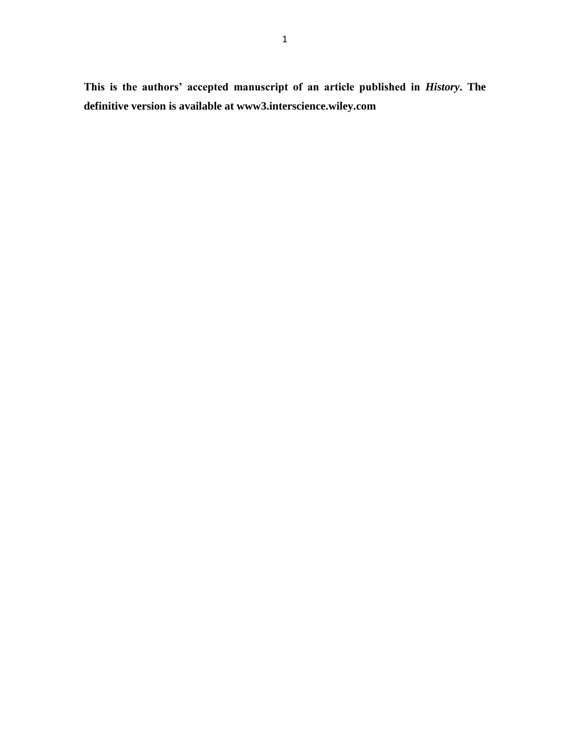**This is the authors' accepted manuscript of an article published in *History*. The definitive version is available at www3.interscience.wiley.com**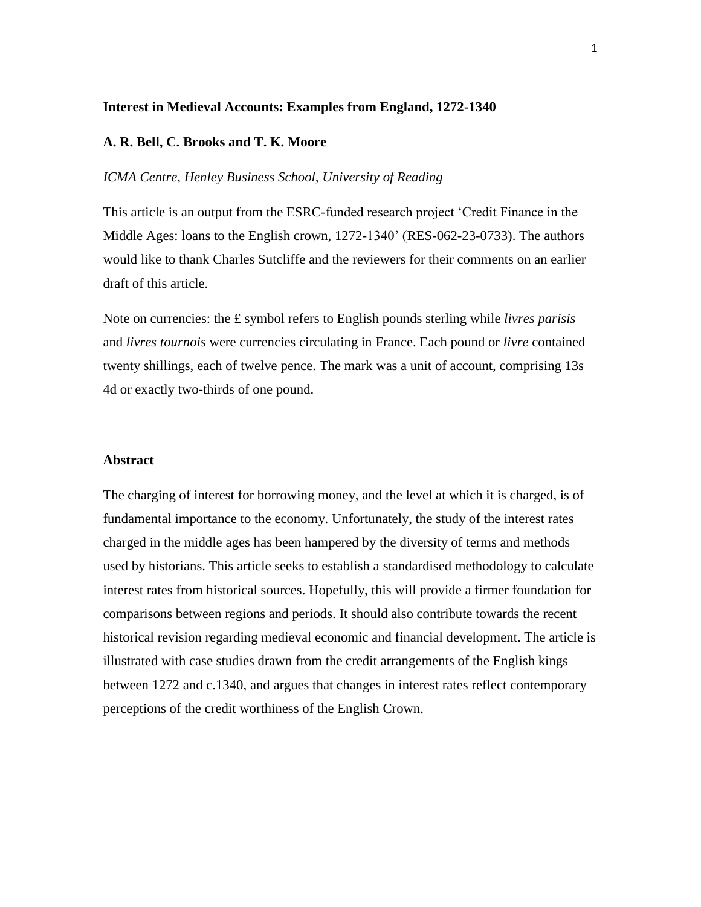**Interest in Medieval Accounts: Examples from England, 1272-1340**

**A. R. Bell, C. Brooks and T. K. Moore**

*ICMA Centre, Henley Business School, University of Reading*

This article is an output from the ESRC-funded research project 'Credit Finance in the Middle Ages: loans to the English crown, 1272-1340' (RES-062-23-0733). The authors would like to thank Charles Sutcliffe and the reviewers for their comments on an earlier draft of this article.

Note on currencies: the £ symbol refers to English pounds sterling while *livres parisis* and *livres tournois* were currencies circulating in France. Each pound or *livre* contained twenty shillings, each of twelve pence. The mark was a unit of account, comprising 13s 4d or exactly two-thirds of one pound.

## Abstract

The charging of interest for borrowing money, and the level at which it is charged, is of fundamental importance to the economy. Unfortunately, the study of the interest rates charged in the middle ages has been hampered by the diversity of terms and methods used by historians. This article seeks to establish a standardised methodology to calculate interest rates from historical sources. Hopefully, this will provide a firmer foundation for comparisons between regions and periods. It should also contribute towards the recent historical revision regarding medieval economic and financial development. The article is illustrated with case studies drawn from the credit arrangements of the English kings between 1272 and c.1340, and argues that changes in interest rates reflect contemporary perceptions of the credit worthiness of the English Crown.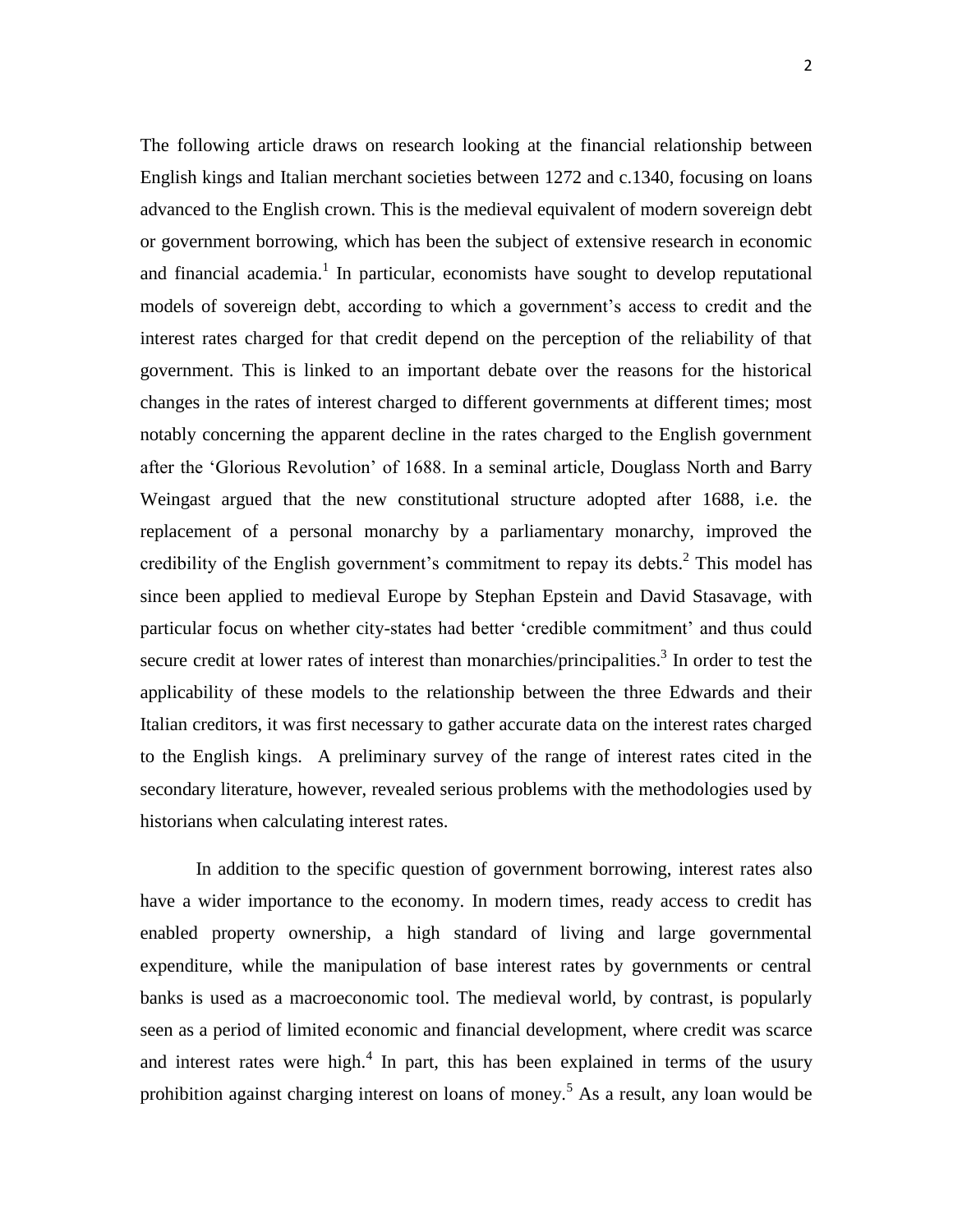The following article draws on research looking at the financial relationship between English kings and Italian merchant societies between 1272 and c.1340, focusing on loans advanced to the English crown. This is the medieval equivalent of modern sovereign debt or government borrowing, which has been the subject of extensive research in economic and financial academia.[1] In particular, economists have sought to develop reputational models of sovereign debt, according to which a government's access to credit and the interest rates charged for that credit depend on the perception of the reliability of that government. This is linked to an important debate over the reasons for the historical changes in the rates of interest charged to different governments at different times; most notably concerning the apparent decline in the rates charged to the English government after the 'Glorious Revolution' of 1688. In a seminal article, Douglass North and Barry Weingast argued that the new constitutional structure adopted after 1688, i.e. the replacement of a personal monarchy by a parliamentary monarchy, improved the credibility of the English government's commitment to repay its debts.[2] This model has since been applied to medieval Europe by Stephan Epstein and David Stasavage, with particular focus on whether city-states had better 'credible commitment' and thus could secure credit at lower rates of interest than monarchies/principalities.[3] In order to test the applicability of these models to the relationship between the three Edwards and their Italian creditors, it was first necessary to gather accurate data on the interest rates charged to the English kings. A preliminary survey of the range of interest rates cited in the secondary literature, however, revealed serious problems with the methodologies used by historians when calculating interest rates.

In addition to the specific question of government borrowing, interest rates also have a wider importance to the economy. In modern times, ready access to credit has enabled property ownership, a high standard of living and large governmental expenditure, while the manipulation of base interest rates by governments or central banks is used as a macroeconomic tool. The medieval world, by contrast, is popularly seen as a period of limited economic and financial development, where credit was scarce and interest rates were high.[4] In part, this has been explained in terms of the usury prohibition against charging interest on loans of money.[5] As a result, any loan would be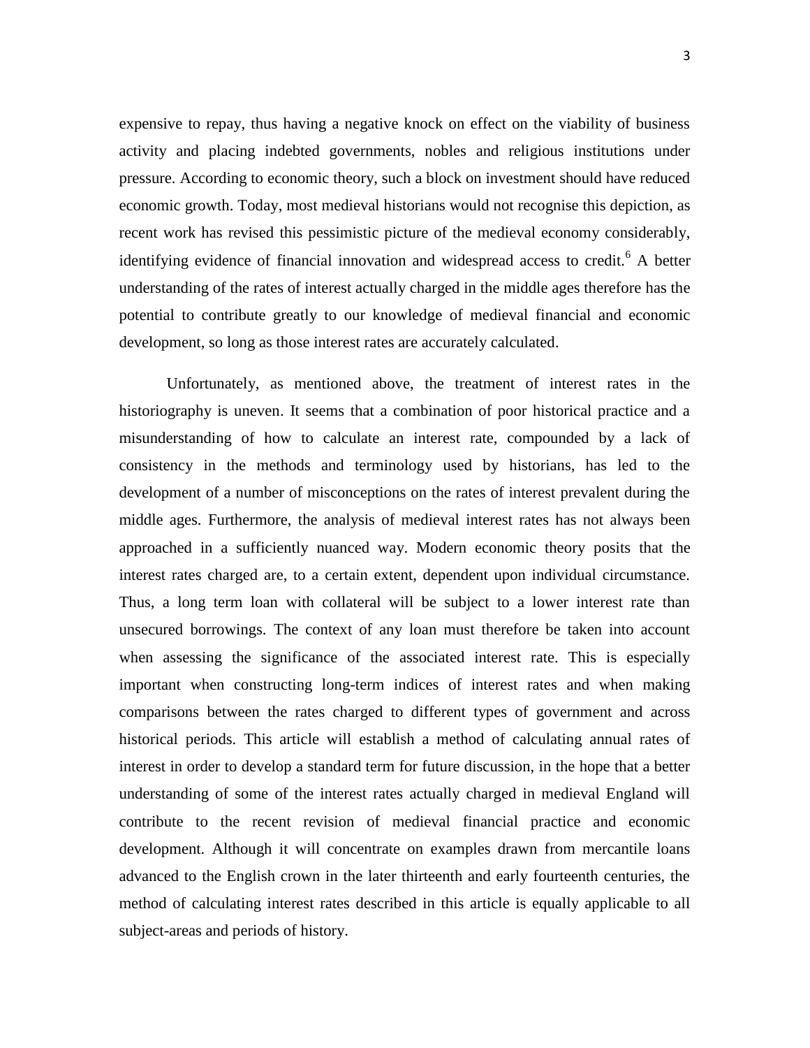expensive to repay, thus having a negative knock on effect on the viability of business activity and placing indebted governments, nobles and religious institutions under pressure. According to economic theory, such a block on investment should have reduced economic growth. Today, most medieval historians would not recognise this depiction, as recent work has revised this pessimistic picture of the medieval economy considerably, identifying evidence of financial innovation and widespread access to credit.[6] A better understanding of the rates of interest actually charged in the middle ages therefore has the potential to contribute greatly to our knowledge of medieval financial and economic development, so long as those interest rates are accurately calculated.

Unfortunately, as mentioned above, the treatment of interest rates in the historiography is uneven. It seems that a combination of poor historical practice and a misunderstanding of how to calculate an interest rate, compounded by a lack of consistency in the methods and terminology used by historians, has led to the development of a number of misconceptions on the rates of interest prevalent during the middle ages. Furthermore, the analysis of medieval interest rates has not always been approached in a sufficiently nuanced way. Modern economic theory posits that the interest rates charged are, to a certain extent, dependent upon individual circumstance. Thus, a long term loan with collateral will be subject to a lower interest rate than unsecured borrowings. The context of any loan must therefore be taken into account when assessing the significance of the associated interest rate. This is especially important when constructing long-term indices of interest rates and when making comparisons between the rates charged to different types of government and across historical periods. This article will establish a method of calculating annual rates of interest in order to develop a standard term for future discussion, in the hope that a better understanding of some of the interest rates actually charged in medieval England will contribute to the recent revision of medieval financial practice and economic development. Although it will concentrate on examples drawn from mercantile loans advanced to the English crown in the later thirteenth and early fourteenth centuries, the method of calculating interest rates described in this article is equally applicable to all subject-areas and periods of history.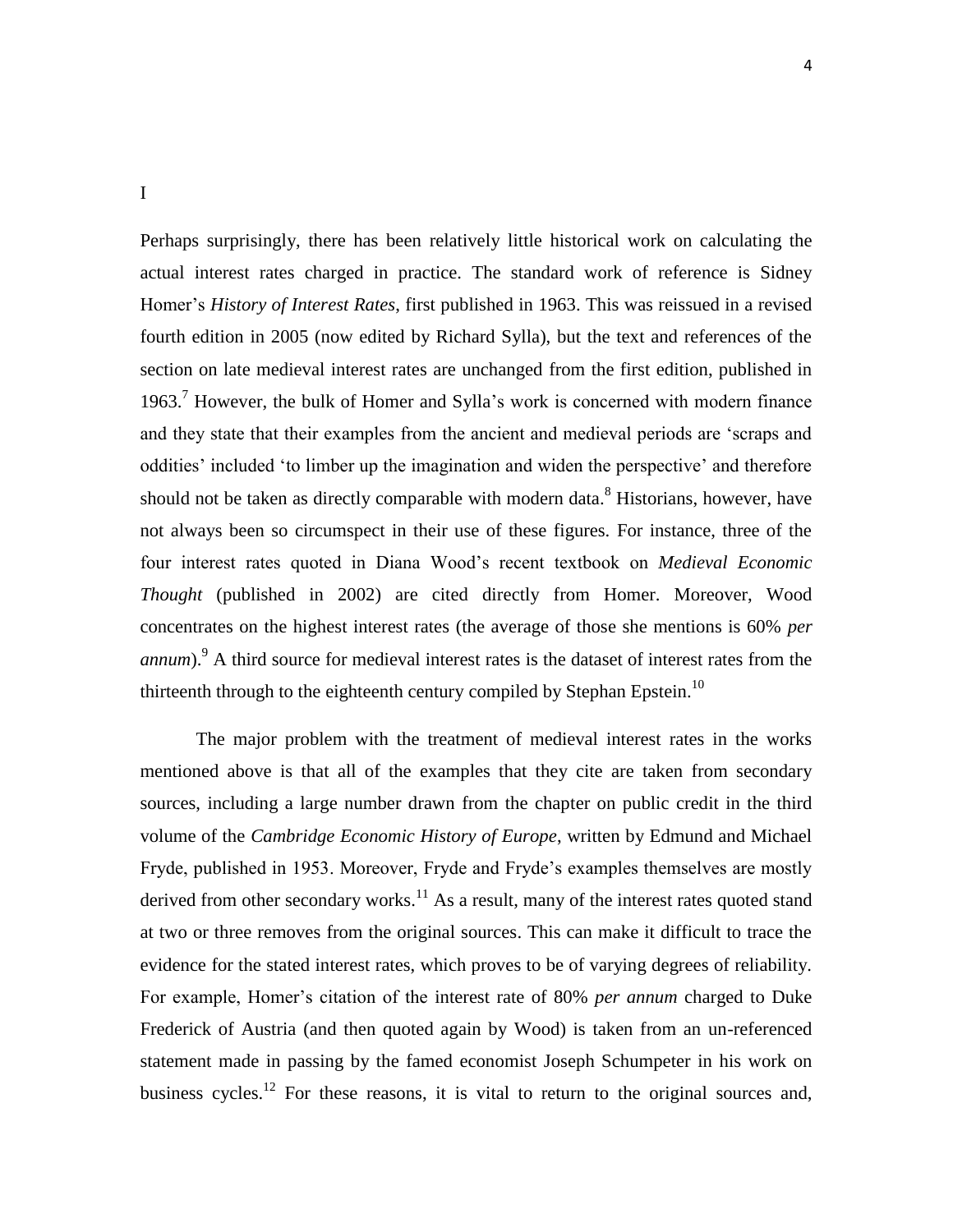# I

Perhaps surprisingly, there has been relatively little historical work on calculating the actual interest rates charged in practice. The standard work of reference is Sidney Homer's *History of Interest Rates*, first published in 1963. This was reissued in a revised fourth edition in 2005 (now edited by Richard Sylla), but the text and references of the section on late medieval interest rates are unchanged from the first edition, published in 1963.[7] However, the bulk of Homer and Sylla's work is concerned with modern finance and they state that their examples from the ancient and medieval periods are 'scraps and oddities' included 'to limber up the imagination and widen the perspective' and therefore should not be taken as directly comparable with modern data.[8] Historians, however, have not always been so circumspect in their use of these figures. For instance, three of the four interest rates quoted in Diana Wood's recent textbook on *Medieval Economic Thought* (published in 2002) are cited directly from Homer. Moreover, Wood concentrates on the highest interest rates (the average of those she mentions is 60% *per annum*).[9] A third source for medieval interest rates is the dataset of interest rates from the thirteenth through to the eighteenth century compiled by Stephan Epstein.[10]

The major problem with the treatment of medieval interest rates in the works mentioned above is that all of the examples that they cite are taken from secondary sources, including a large number drawn from the chapter on public credit in the third volume of the *Cambridge Economic History of Europe*, written by Edmund and Michael Fryde, published in 1953. Moreover, Fryde and Fryde's examples themselves are mostly derived from other secondary works.[11] As a result, many of the interest rates quoted stand at two or three removes from the original sources. This can make it difficult to trace the evidence for the stated interest rates, which proves to be of varying degrees of reliability. For example, Homer's citation of the interest rate of 80% *per annum* charged to Duke Frederick of Austria (and then quoted again by Wood) is taken from an un-referenced statement made in passing by the famed economist Joseph Schumpeter in his work on business cycles.[12] For these reasons, it is vital to return to the original sources and,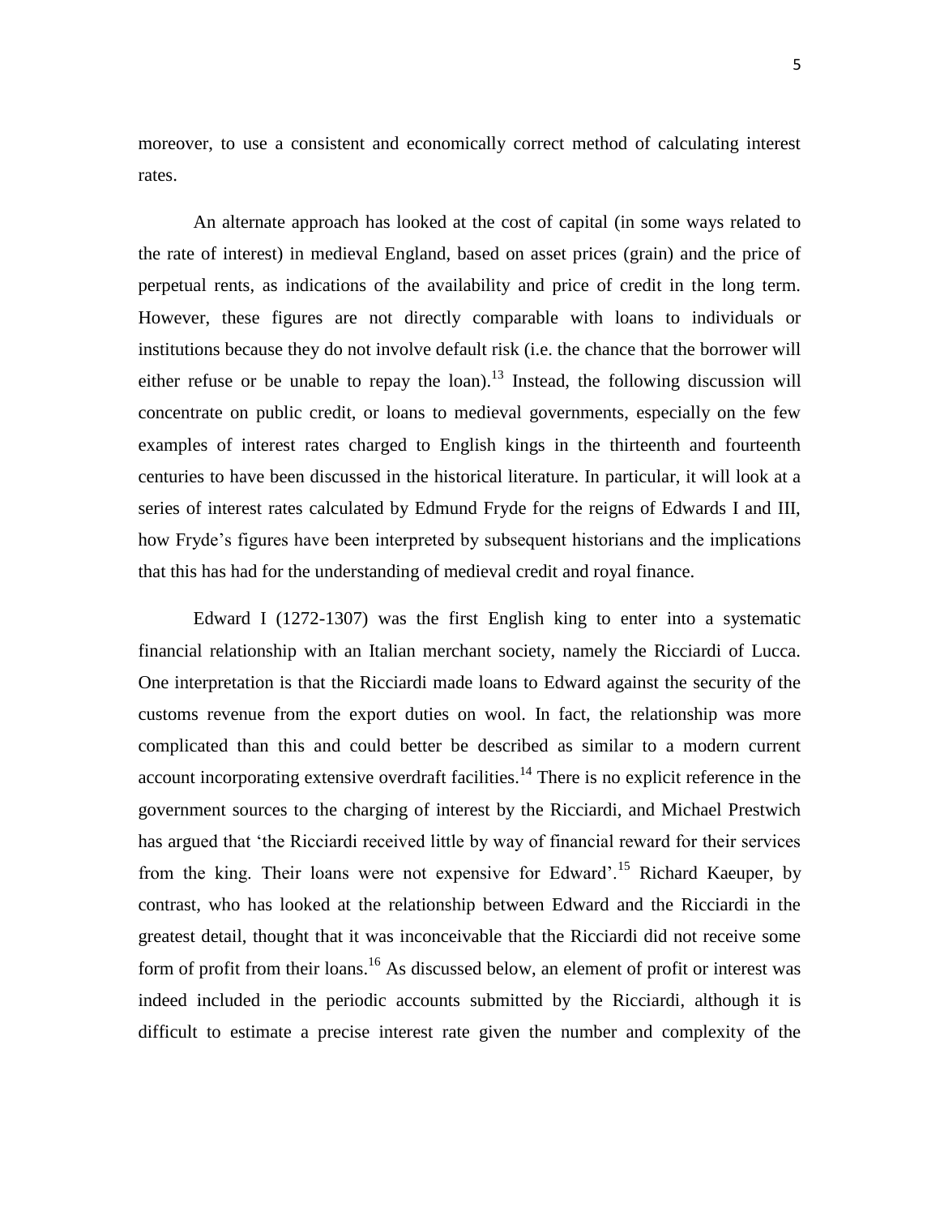moreover, to use a consistent and economically correct method of calculating interest rates.

An alternate approach has looked at the cost of capital (in some ways related to the rate of interest) in medieval England, based on asset prices (grain) and the price of perpetual rents, as indications of the availability and price of credit in the long term. However, these figures are not directly comparable with loans to individuals or institutions because they do not involve default risk (i.e. the chance that the borrower will either refuse or be unable to repay the loan).[13] Instead, the following discussion will concentrate on public credit, or loans to medieval governments, especially on the few examples of interest rates charged to English kings in the thirteenth and fourteenth centuries to have been discussed in the historical literature. In particular, it will look at a series of interest rates calculated by Edmund Fryde for the reigns of Edwards I and III, how Fryde's figures have been interpreted by subsequent historians and the implications that this has had for the understanding of medieval credit and royal finance.

Edward I (1272-1307) was the first English king to enter into a systematic financial relationship with an Italian merchant society, namely the Ricciardi of Lucca. One interpretation is that the Ricciardi made loans to Edward against the security of the customs revenue from the export duties on wool. In fact, the relationship was more complicated than this and could better be described as similar to a modern current account incorporating extensive overdraft facilities.[14] There is no explicit reference in the government sources to the charging of interest by the Ricciardi, and Michael Prestwich has argued that 'the Ricciardi received little by way of financial reward for their services from the king. Their loans were not expensive for Edward'.[15] Richard Kaeuper, by contrast, who has looked at the relationship between Edward and the Ricciardi in the greatest detail, thought that it was inconceivable that the Ricciardi did not receive some form of profit from their loans.[16] As discussed below, an element of profit or interest was indeed included in the periodic accounts submitted by the Ricciardi, although it is difficult to estimate a precise interest rate given the number and complexity of the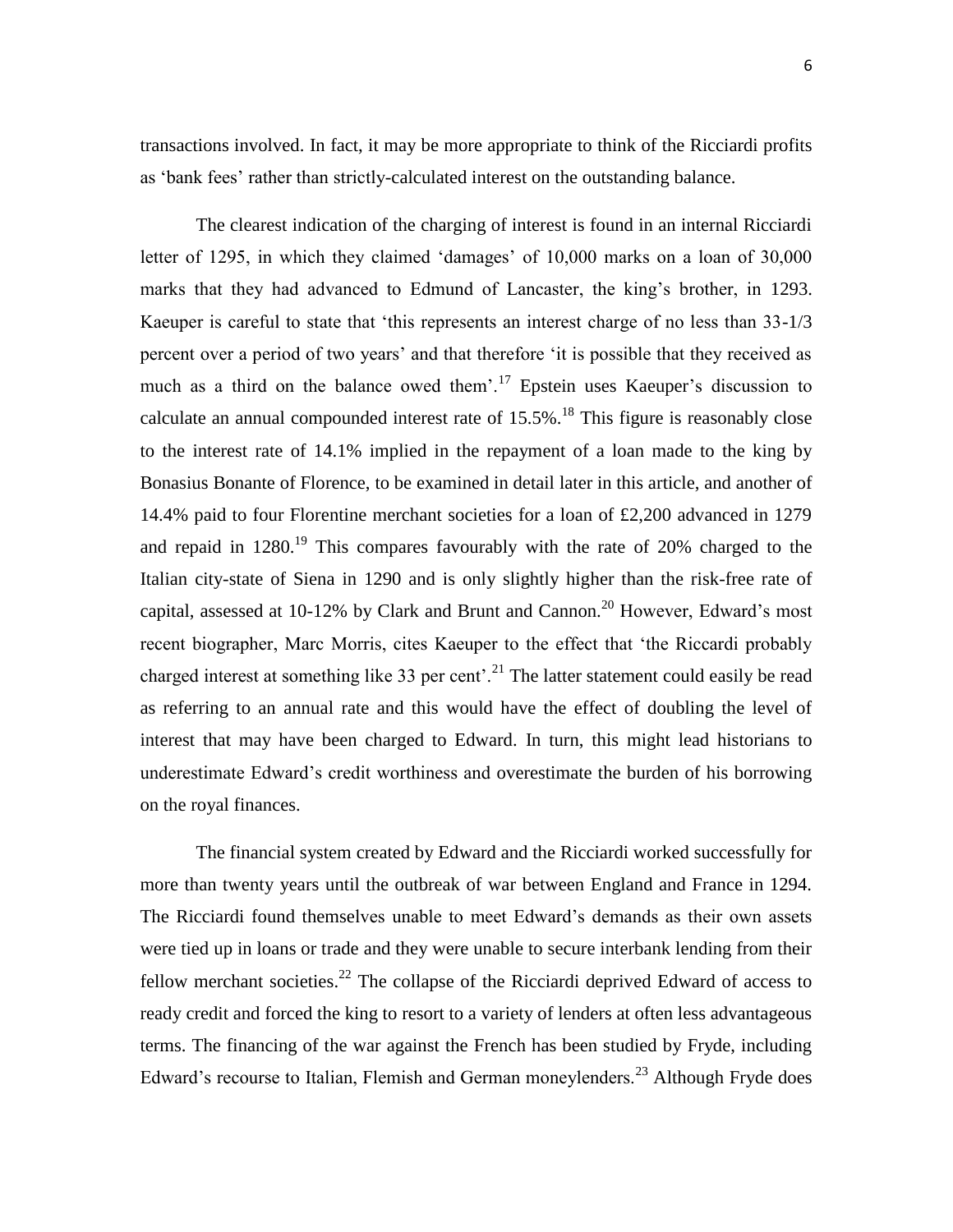transactions involved. In fact, it may be more appropriate to think of the Ricciardi profits as 'bank fees' rather than strictly-calculated interest on the outstanding balance.

The clearest indication of the charging of interest is found in an internal Ricciardi letter of 1295, in which they claimed 'damages' of 10,000 marks on a loan of 30,000 marks that they had advanced to Edmund of Lancaster, the king's brother, in 1293. Kaeuper is careful to state that 'this represents an interest charge of no less than 33-1/3 percent over a period of two years' and that therefore 'it is possible that they received as much as a third on the balance owed them'.[17] Epstein uses Kaeuper's discussion to calculate an annual compounded interest rate of 15.5%.[18] This figure is reasonably close to the interest rate of 14.1% implied in the repayment of a loan made to the king by Bonasius Bonante of Florence, to be examined in detail later in this article, and another of 14.4% paid to four Florentine merchant societies for a loan of £2,200 advanced in 1279 and repaid in 1280.[19] This compares favourably with the rate of 20% charged to the Italian city-state of Siena in 1290 and is only slightly higher than the risk-free rate of capital, assessed at 10-12% by Clark and Brunt and Cannon.[20] However, Edward's most recent biographer, Marc Morris, cites Kaeuper to the effect that 'the Riccardi probably charged interest at something like 33 per cent'.[21] The latter statement could easily be read as referring to an annual rate and this would have the effect of doubling the level of interest that may have been charged to Edward. In turn, this might lead historians to underestimate Edward's credit worthiness and overestimate the burden of his borrowing on the royal finances.

The financial system created by Edward and the Ricciardi worked successfully for more than twenty years until the outbreak of war between England and France in 1294. The Ricciardi found themselves unable to meet Edward's demands as their own assets were tied up in loans or trade and they were unable to secure interbank lending from their fellow merchant societies.[22] The collapse of the Ricciardi deprived Edward of access to ready credit and forced the king to resort to a variety of lenders at often less advantageous terms. The financing of the war against the French has been studied by Fryde, including Edward's recourse to Italian, Flemish and German moneylenders.[23] Although Fryde does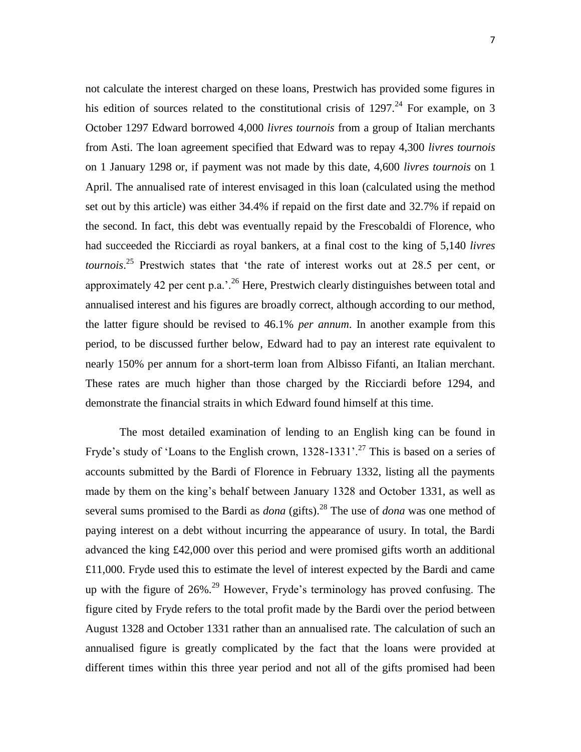not calculate the interest charged on these loans, Prestwich has provided some figures in his edition of sources related to the constitutional crisis of 1297.[24] For example, on 3 October 1297 Edward borrowed 4,000 *livres tournois* from a group of Italian merchants from Asti. The loan agreement specified that Edward was to repay 4,300 *livres tournois* on 1 January 1298 or, if payment was not made by this date, 4,600 *livres tournois* on 1 April. The annualised rate of interest envisaged in this loan (calculated using the method set out by this article) was either 34.4% if repaid on the first date and 32.7% if repaid on the second. In fact, this debt was eventually repaid by the Frescobaldi of Florence, who had succeeded the Ricciardi as royal bankers, at a final cost to the king of 5,140 *livres tournois*.[25] Prestwich states that 'the rate of interest works out at 28.5 per cent, or approximately 42 per cent p.a.'.[26] Here, Prestwich clearly distinguishes between total and annualised interest and his figures are broadly correct, although according to our method, the latter figure should be revised to 46.1% *per annum*. In another example from this period, to be discussed further below, Edward had to pay an interest rate equivalent to nearly 150% per annum for a short-term loan from Albisso Fifanti, an Italian merchant. These rates are much higher than those charged by the Ricciardi before 1294, and demonstrate the financial straits in which Edward found himself at this time.

The most detailed examination of lending to an English king can be found in Fryde's study of 'Loans to the English crown, 1328-1331'.[27] This is based on a series of accounts submitted by the Bardi of Florence in February 1332, listing all the payments made by them on the king's behalf between January 1328 and October 1331, as well as several sums promised to the Bardi as *dona* (gifts).[28] The use of *dona* was one method of paying interest on a debt without incurring the appearance of usury. In total, the Bardi advanced the king £42,000 over this period and were promised gifts worth an additional £11,000. Fryde used this to estimate the level of interest expected by the Bardi and came up with the figure of 26%.[29] However, Fryde's terminology has proved confusing. The figure cited by Fryde refers to the total profit made by the Bardi over the period between August 1328 and October 1331 rather than an annualised rate. The calculation of such an annualised figure is greatly complicated by the fact that the loans were provided at different times within this three year period and not all of the gifts promised had been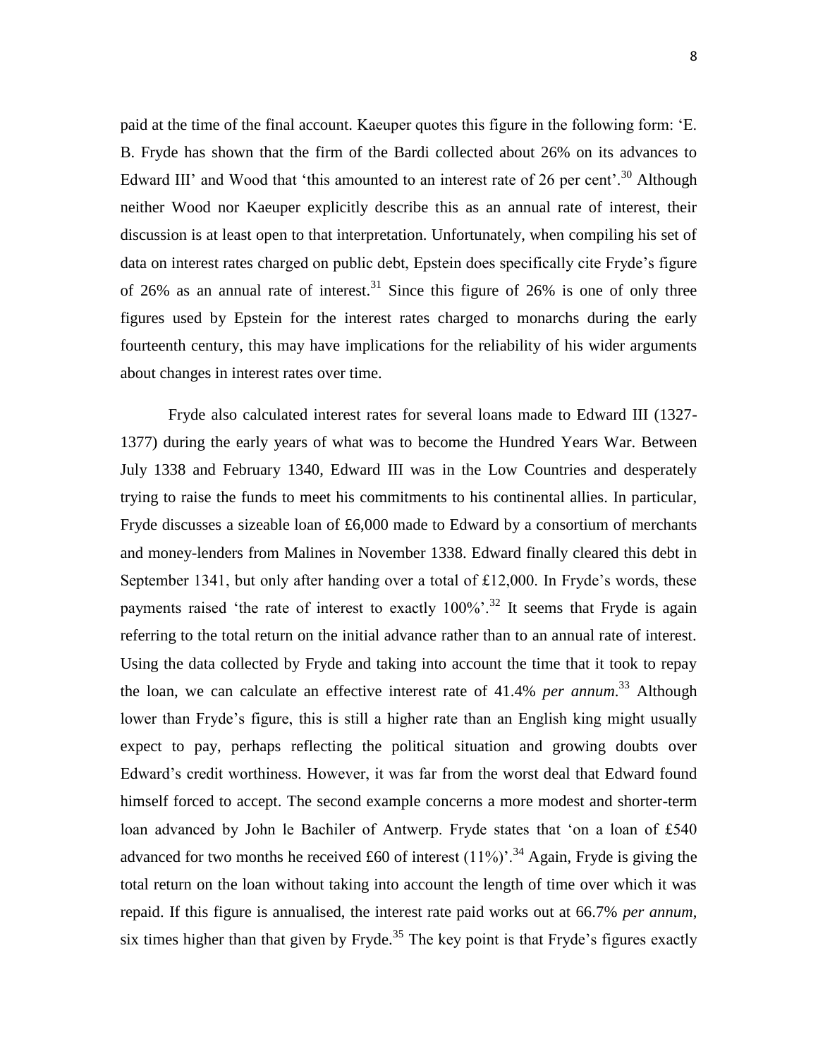paid at the time of the final account. Kaeuper quotes this figure in the following form: 'E. B. Fryde has shown that the firm of the Bardi collected about 26% on its advances to Edward III' and Wood that 'this amounted to an interest rate of 26 per cent'.[30] Although neither Wood nor Kaeuper explicitly describe this as an annual rate of interest, their discussion is at least open to that interpretation. Unfortunately, when compiling his set of data on interest rates charged on public debt, Epstein does specifically cite Fryde's figure of 26% as an annual rate of interest.[31] Since this figure of 26% is one of only three figures used by Epstein for the interest rates charged to monarchs during the early fourteenth century, this may have implications for the reliability of his wider arguments about changes in interest rates over time.

Fryde also calculated interest rates for several loans made to Edward III (1327-1377) during the early years of what was to become the Hundred Years War. Between July 1338 and February 1340, Edward III was in the Low Countries and desperately trying to raise the funds to meet his commitments to his continental allies. In particular, Fryde discusses a sizeable loan of £6,000 made to Edward by a consortium of merchants and money-lenders from Malines in November 1338. Edward finally cleared this debt in September 1341, but only after handing over a total of £12,000. In Fryde's words, these payments raised 'the rate of interest to exactly 100%'.[32] It seems that Fryde is again referring to the total return on the initial advance rather than to an annual rate of interest. Using the data collected by Fryde and taking into account the time that it took to repay the loan, we can calculate an effective interest rate of 41.4% *per annum*.[33] Although lower than Fryde's figure, this is still a higher rate than an English king might usually expect to pay, perhaps reflecting the political situation and growing doubts over Edward's credit worthiness. However, it was far from the worst deal that Edward found himself forced to accept. The second example concerns a more modest and shorter-term loan advanced by John le Bachiler of Antwerp. Fryde states that 'on a loan of £540 advanced for two months he received £60 of interest (11%)'.[34] Again, Fryde is giving the total return on the loan without taking into account the length of time over which it was repaid. If this figure is annualised, the interest rate paid works out at 66.7% *per annum*, six times higher than that given by Fryde.[35] The key point is that Fryde's figures exactly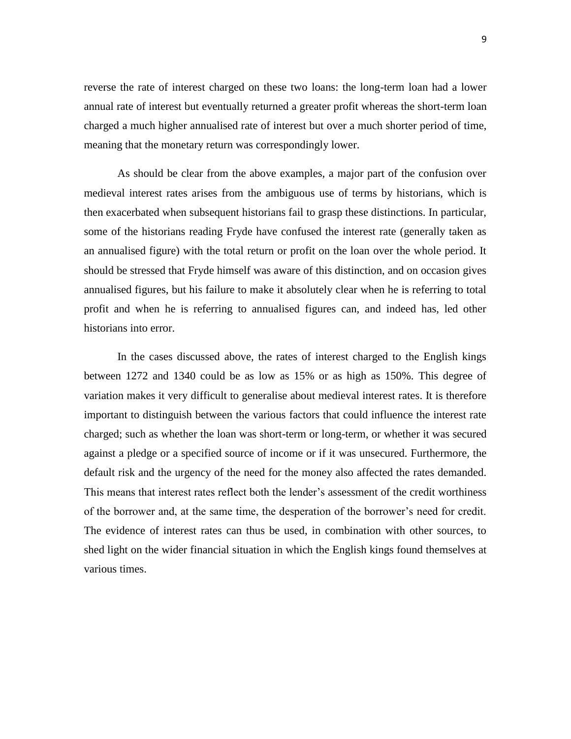reverse the rate of interest charged on these two loans: the long-term loan had a lower annual rate of interest but eventually returned a greater profit whereas the short-term loan charged a much higher annualised rate of interest but over a much shorter period of time, meaning that the monetary return was correspondingly lower.

As should be clear from the above examples, a major part of the confusion over medieval interest rates arises from the ambiguous use of terms by historians, which is then exacerbated when subsequent historians fail to grasp these distinctions. In particular, some of the historians reading Fryde have confused the interest rate (generally taken as an annualised figure) with the total return or profit on the loan over the whole period. It should be stressed that Fryde himself was aware of this distinction, and on occasion gives annualised figures, but his failure to make it absolutely clear when he is referring to total profit and when he is referring to annualised figures can, and indeed has, led other historians into error.

In the cases discussed above, the rates of interest charged to the English kings between 1272 and 1340 could be as low as 15% or as high as 150%. This degree of variation makes it very difficult to generalise about medieval interest rates. It is therefore important to distinguish between the various factors that could influence the interest rate charged; such as whether the loan was short-term or long-term, or whether it was secured against a pledge or a specified source of income or if it was unsecured. Furthermore, the default risk and the urgency of the need for the money also affected the rates demanded. This means that interest rates reflect both the lender's assessment of the credit worthiness of the borrower and, at the same time, the desperation of the borrower's need for credit. The evidence of interest rates can thus be used, in combination with other sources, to shed light on the wider financial situation in which the English kings found themselves at various times.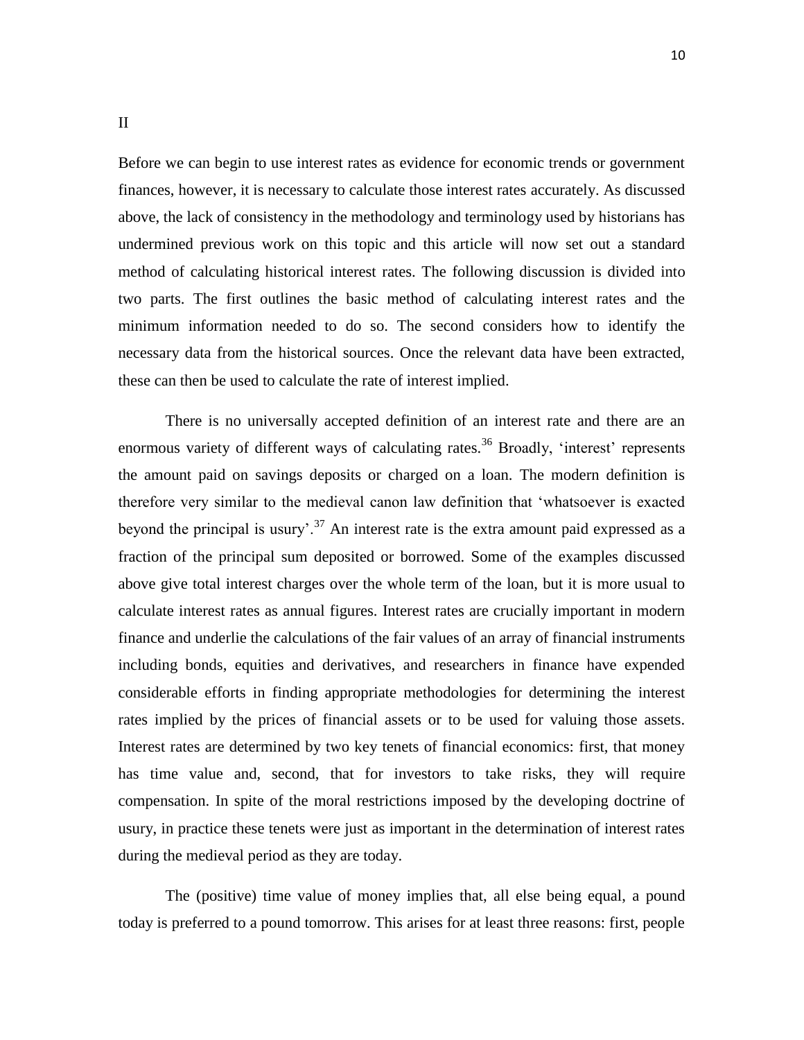## II

Before we can begin to use interest rates as evidence for economic trends or government finances, however, it is necessary to calculate those interest rates accurately. As discussed above, the lack of consistency in the methodology and terminology used by historians has undermined previous work on this topic and this article will now set out a standard method of calculating historical interest rates. The following discussion is divided into two parts. The first outlines the basic method of calculating interest rates and the minimum information needed to do so. The second considers how to identify the necessary data from the historical sources. Once the relevant data have been extracted, these can then be used to calculate the rate of interest implied.

There is no universally accepted definition of an interest rate and there are an enormous variety of different ways of calculating rates.[36] Broadly, 'interest' represents the amount paid on savings deposits or charged on a loan. The modern definition is therefore very similar to the medieval canon law definition that 'whatsoever is exacted beyond the principal is usury'.[37] An interest rate is the extra amount paid expressed as a fraction of the principal sum deposited or borrowed. Some of the examples discussed above give total interest charges over the whole term of the loan, but it is more usual to calculate interest rates as annual figures. Interest rates are crucially important in modern finance and underlie the calculations of the fair values of an array of financial instruments including bonds, equities and derivatives, and researchers in finance have expended considerable efforts in finding appropriate methodologies for determining the interest rates implied by the prices of financial assets or to be used for valuing those assets. Interest rates are determined by two key tenets of financial economics: first, that money has time value and, second, that for investors to take risks, they will require compensation. In spite of the moral restrictions imposed by the developing doctrine of usury, in practice these tenets were just as important in the determination of interest rates during the medieval period as they are today.

The (positive) time value of money implies that, all else being equal, a pound today is preferred to a pound tomorrow. This arises for at least three reasons: first, people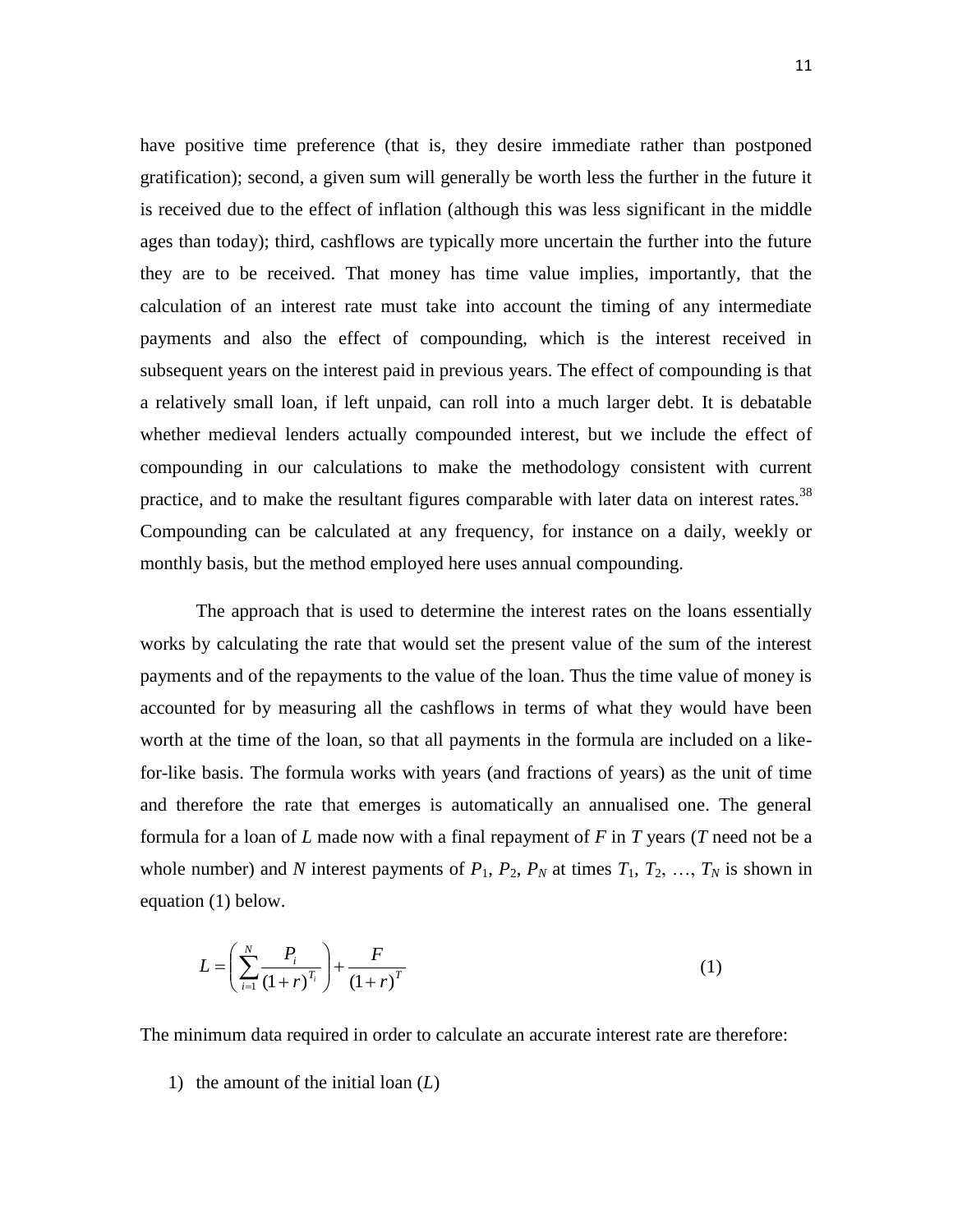have positive time preference (that is, they desire immediate rather than postponed gratification); second, a given sum will generally be worth less the further in the future it is received due to the effect of inflation (although this was less significant in the middle ages than today); third, cashflows are typically more uncertain the further into the future they are to be received. That money has time value implies, importantly, that the calculation of an interest rate must take into account the timing of any intermediate payments and also the effect of compounding, which is the interest received in subsequent years on the interest paid in previous years. The effect of compounding is that a relatively small loan, if left unpaid, can roll into a much larger debt. It is debatable whether medieval lenders actually compounded interest, but we include the effect of compounding in our calculations to make the methodology consistent with current practice, and to make the resultant figures comparable with later data on interest rates.[38] Compounding can be calculated at any frequency, for instance on a daily, weekly or monthly basis, but the method employed here uses annual compounding.

The approach that is used to determine the interest rates on the loans essentially works by calculating the rate that would set the present value of the sum of the interest payments and of the repayments to the value of the loan. Thus the time value of money is accounted for by measuring all the cashflows in terms of what they would have been worth at the time of the loan, so that all payments in the formula are included on a like-for-like basis. The formula works with years (and fractions of years) as the unit of time and therefore the rate that emerges is automatically an annualised one. The general formula for a loan of $L$ made now with a final repayment of $F$ in $T$ years ($T$ need not be a whole number) and $N$ interest payments of $P_1$, $P_2$, $P_N$ at times $T_1$, $T_2$, …, $T_N$ is shown in equation (1) below.

$$L = \left( \sum_{i=1}^{N} \frac{P_i}{(1+r)^{T_i}} \right) + \frac{F}{(1+r)^{T}} \tag{1}$$

The minimum data required in order to calculate an accurate interest rate are therefore:

1) the amount of the initial loan ($L$)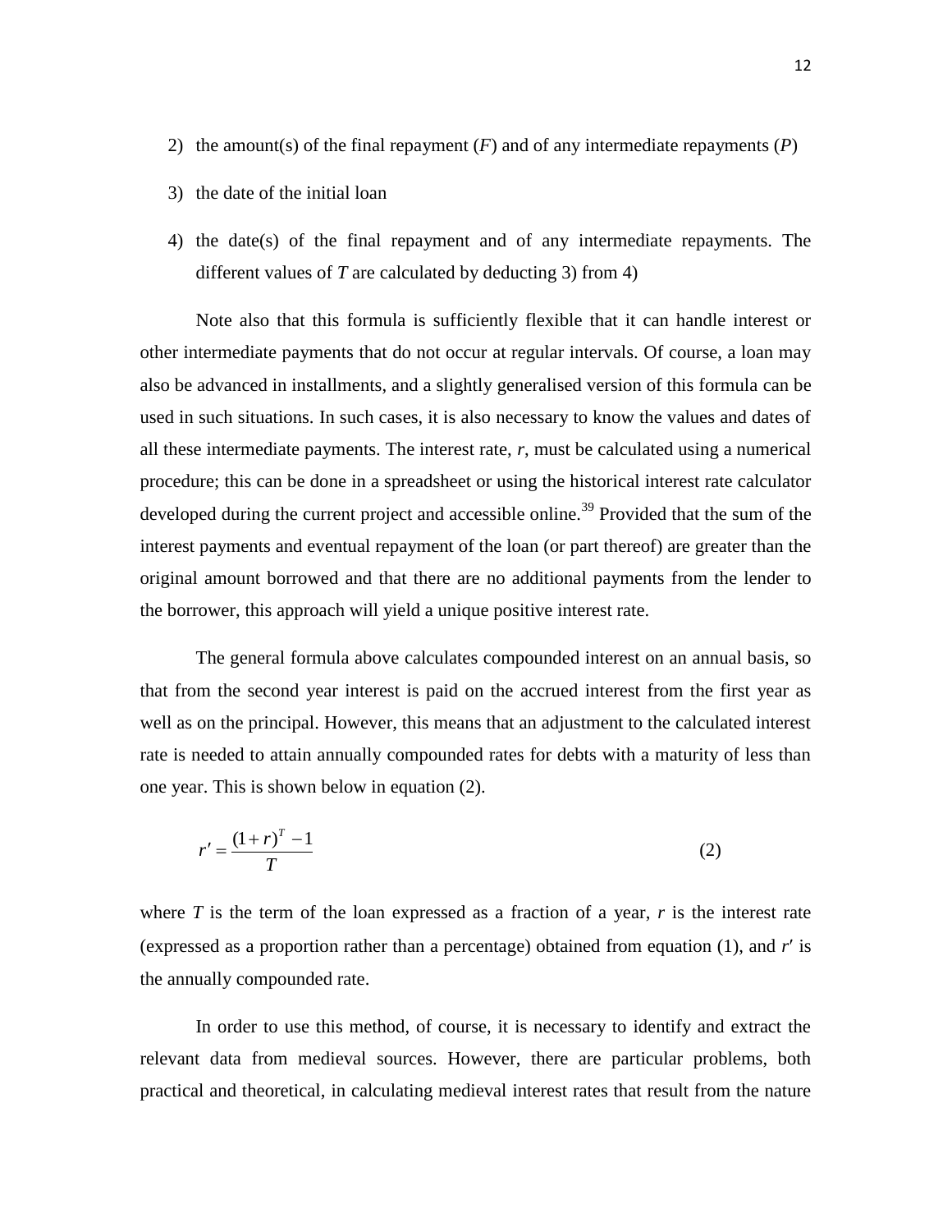2) the amount(s) of the final repayment ($F$) and of any intermediate repayments ($P$)

3) the date of the initial loan

4) the date(s) of the final repayment and of any intermediate repayments. The different values of $T$ are calculated by deducting 3) from 4)

Note also that this formula is sufficiently flexible that it can handle interest or other intermediate payments that do not occur at regular intervals. Of course, a loan may also be advanced in installments, and a slightly generalised version of this formula can be used in such situations. In such cases, it is also necessary to know the values and dates of all these intermediate payments. The interest rate, $r$, must be calculated using a numerical procedure; this can be done in a spreadsheet or using the historical interest rate calculator developed during the current project and accessible online.[39] Provided that the sum of the interest payments and eventual repayment of the loan (or part thereof) are greater than the original amount borrowed and that there are no additional payments from the lender to the borrower, this approach will yield a unique positive interest rate.

The general formula above calculates compounded interest on an annual basis, so that from the second year interest is paid on the accrued interest from the first year as well as on the principal. However, this means that an adjustment to the calculated interest rate is needed to attain annually compounded rates for debts with a maturity of less than one year. This is shown below in equation (2).

$$r' = \frac{(1+r)^T - 1}{T} \tag{2}$$

where $T$ is the term of the loan expressed as a fraction of a year, $r$ is the interest rate (expressed as a proportion rather than a percentage) obtained from equation (1), and $r'$ is the annually compounded rate.

In order to use this method, of course, it is necessary to identify and extract the relevant data from medieval sources. However, there are particular problems, both practical and theoretical, in calculating medieval interest rates that result from the nature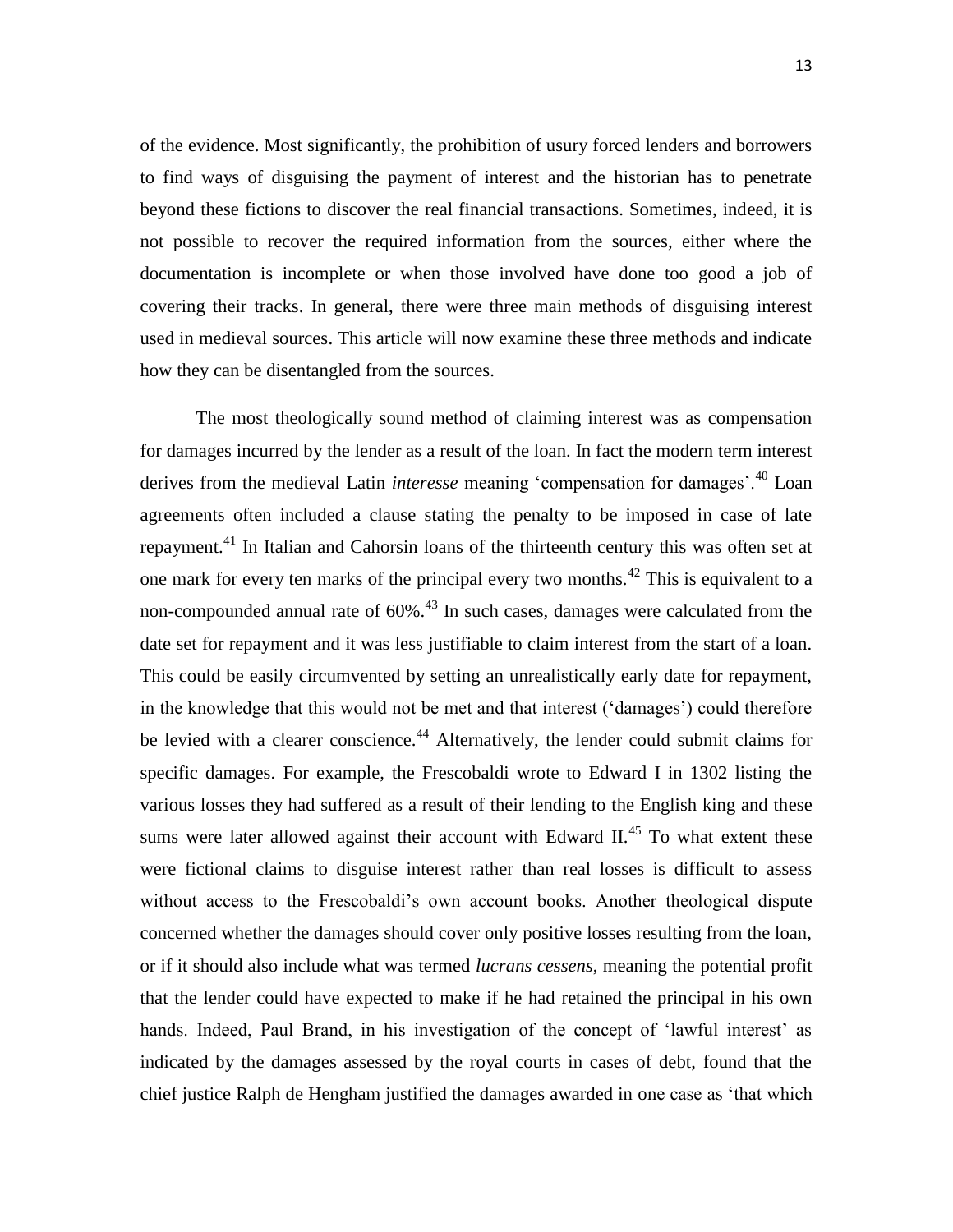of the evidence. Most significantly, the prohibition of usury forced lenders and borrowers to find ways of disguising the payment of interest and the historian has to penetrate beyond these fictions to discover the real financial transactions. Sometimes, indeed, it is not possible to recover the required information from the sources, either where the documentation is incomplete or when those involved have done too good a job of covering their tracks. In general, there were three main methods of disguising interest used in medieval sources. This article will now examine these three methods and indicate how they can be disentangled from the sources.

The most theologically sound method of claiming interest was as compensation for damages incurred by the lender as a result of the loan. In fact the modern term interest derives from the medieval Latin *interesse* meaning 'compensation for damages'.[40] Loan agreements often included a clause stating the penalty to be imposed in case of late repayment.[41] In Italian and Cahorsin loans of the thirteenth century this was often set at one mark for every ten marks of the principal every two months.[42] This is equivalent to a non-compounded annual rate of 60%.[43] In such cases, damages were calculated from the date set for repayment and it was less justifiable to claim interest from the start of a loan. This could be easily circumvented by setting an unrealistically early date for repayment, in the knowledge that this would not be met and that interest ('damages') could therefore be levied with a clearer conscience.[44] Alternatively, the lender could submit claims for specific damages. For example, the Frescobaldi wrote to Edward I in 1302 listing the various losses they had suffered as a result of their lending to the English king and these sums were later allowed against their account with Edward II.[45] To what extent these were fictional claims to disguise interest rather than real losses is difficult to assess without access to the Frescobaldi's own account books. Another theological dispute concerned whether the damages should cover only positive losses resulting from the loan, or if it should also include what was termed *lucrans cessens*, meaning the potential profit that the lender could have expected to make if he had retained the principal in his own hands. Indeed, Paul Brand, in his investigation of the concept of 'lawful interest' as indicated by the damages assessed by the royal courts in cases of debt, found that the chief justice Ralph de Hengham justified the damages awarded in one case as 'that which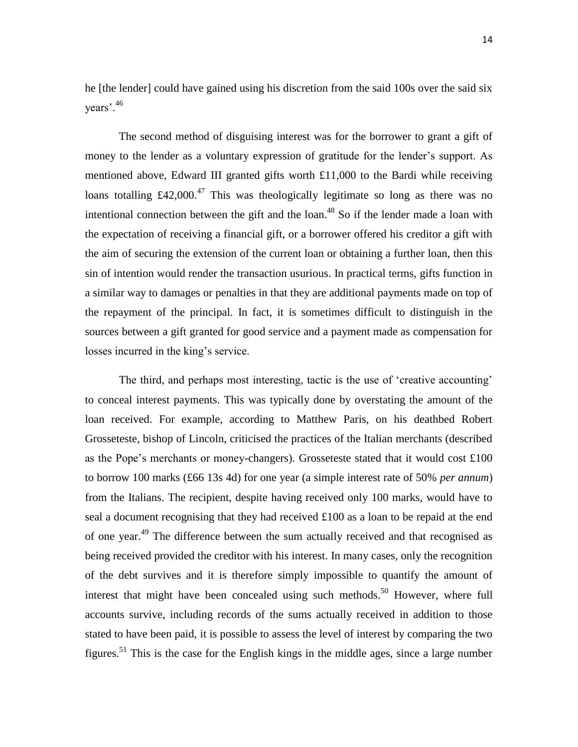he [the lender] could have gained using his discretion from the said 100s over the said six years'.[46]

The second method of disguising interest was for the borrower to grant a gift of money to the lender as a voluntary expression of gratitude for the lender's support. As mentioned above, Edward III granted gifts worth £11,000 to the Bardi while receiving loans totalling £42,000.[47] This was theologically legitimate so long as there was no intentional connection between the gift and the loan.[48] So if the lender made a loan with the expectation of receiving a financial gift, or a borrower offered his creditor a gift with the aim of securing the extension of the current loan or obtaining a further loan, then this sin of intention would render the transaction usurious. In practical terms, gifts function in a similar way to damages or penalties in that they are additional payments made on top of the repayment of the principal. In fact, it is sometimes difficult to distinguish in the sources between a gift granted for good service and a payment made as compensation for losses incurred in the king's service.

The third, and perhaps most interesting, tactic is the use of 'creative accounting' to conceal interest payments. This was typically done by overstating the amount of the loan received. For example, according to Matthew Paris, on his deathbed Robert Grosseteste, bishop of Lincoln, criticised the practices of the Italian merchants (described as the Pope's merchants or money-changers). Grosseteste stated that it would cost £100 to borrow 100 marks (£66 13s 4d) for one year (a simple interest rate of 50% *per annum*) from the Italians. The recipient, despite having received only 100 marks, would have to seal a document recognising that they had received £100 as a loan to be repaid at the end of one year.[49] The difference between the sum actually received and that recognised as being received provided the creditor with his interest. In many cases, only the recognition of the debt survives and it is therefore simply impossible to quantify the amount of interest that might have been concealed using such methods.[50] However, where full accounts survive, including records of the sums actually received in addition to those stated to have been paid, it is possible to assess the level of interest by comparing the two figures.[51] This is the case for the English kings in the middle ages, since a large number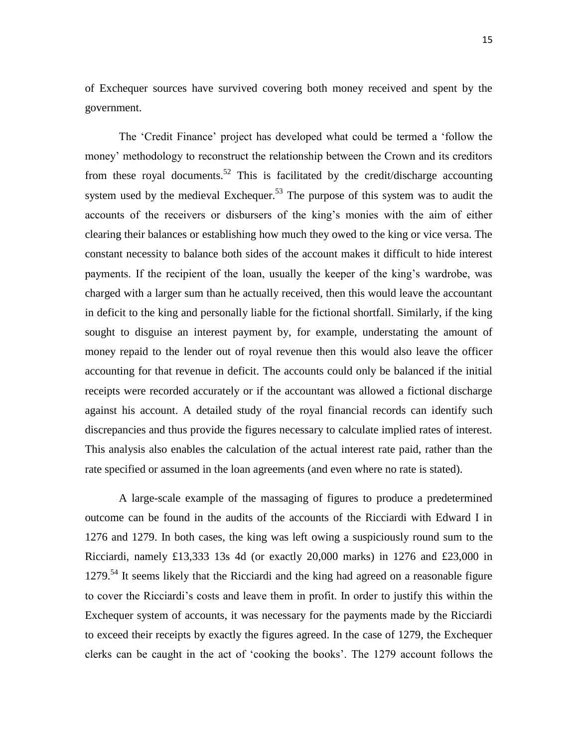of Exchequer sources have survived covering both money received and spent by the government.

The 'Credit Finance' project has developed what could be termed a 'follow the money' methodology to reconstruct the relationship between the Crown and its creditors from these royal documents.[52] This is facilitated by the credit/discharge accounting system used by the medieval Exchequer.[53] The purpose of this system was to audit the accounts of the receivers or disbursers of the king's monies with the aim of either clearing their balances or establishing how much they owed to the king or vice versa. The constant necessity to balance both sides of the account makes it difficult to hide interest payments. If the recipient of the loan, usually the keeper of the king's wardrobe, was charged with a larger sum than he actually received, then this would leave the accountant in deficit to the king and personally liable for the fictional shortfall. Similarly, if the king sought to disguise an interest payment by, for example, understating the amount of money repaid to the lender out of royal revenue then this would also leave the officer accounting for that revenue in deficit. The accounts could only be balanced if the initial receipts were recorded accurately or if the accountant was allowed a fictional discharge against his account. A detailed study of the royal financial records can identify such discrepancies and thus provide the figures necessary to calculate implied rates of interest. This analysis also enables the calculation of the actual interest rate paid, rather than the rate specified or assumed in the loan agreements (and even where no rate is stated).

A large-scale example of the massaging of figures to produce a predetermined outcome can be found in the audits of the accounts of the Ricciardi with Edward I in 1276 and 1279. In both cases, the king was left owing a suspiciously round sum to the Ricciardi, namely £13,333 13s 4d (or exactly 20,000 marks) in 1276 and £23,000 in 1279.[54] It seems likely that the Ricciardi and the king had agreed on a reasonable figure to cover the Ricciardi's costs and leave them in profit. In order to justify this within the Exchequer system of accounts, it was necessary for the payments made by the Ricciardi to exceed their receipts by exactly the figures agreed. In the case of 1279, the Exchequer clerks can be caught in the act of 'cooking the books'. The 1279 account follows the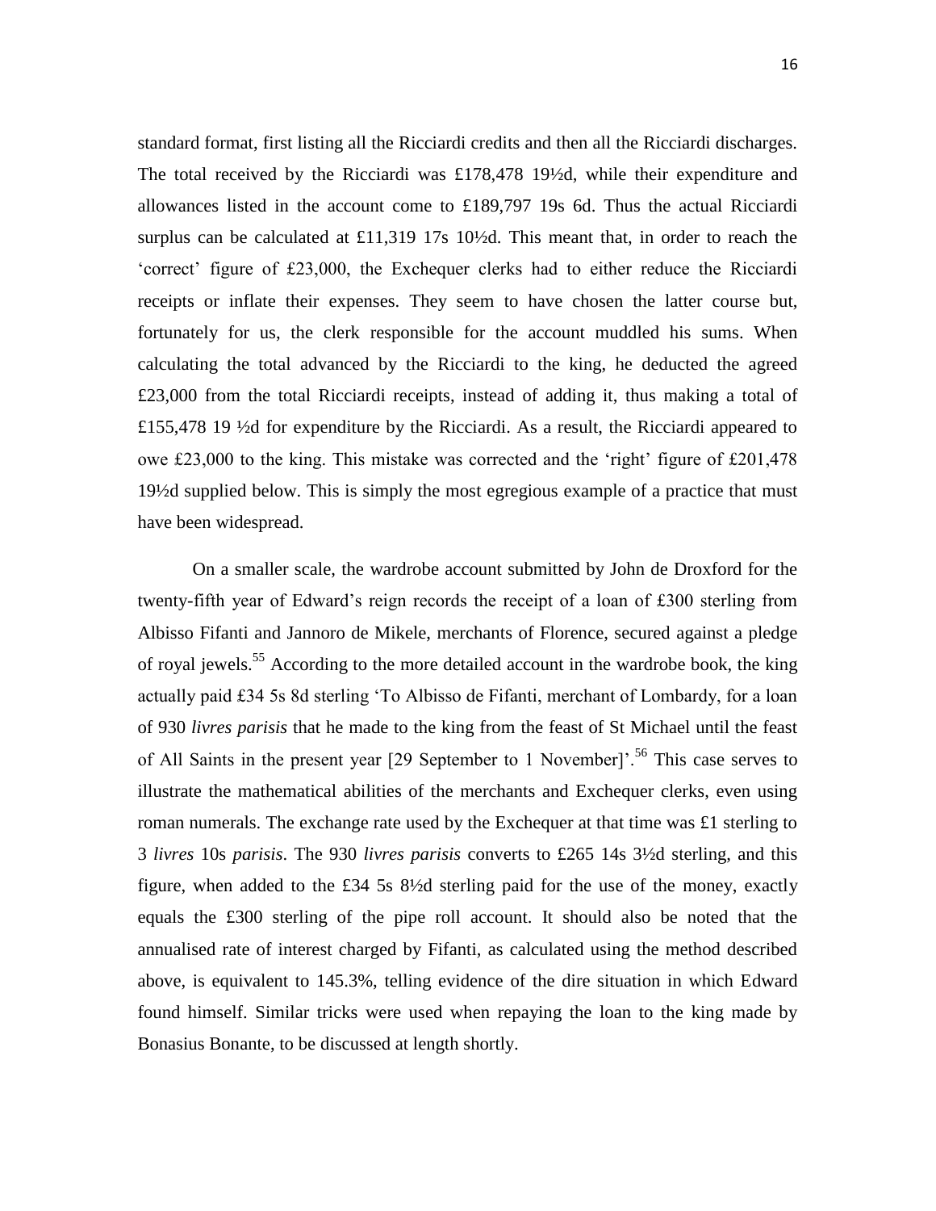standard format, first listing all the Ricciardi credits and then all the Ricciardi discharges. The total received by the Ricciardi was £178,478 19½d, while their expenditure and allowances listed in the account come to £189,797 19s 6d. Thus the actual Ricciardi surplus can be calculated at £11,319 17s 10½d. This meant that, in order to reach the 'correct' figure of £23,000, the Exchequer clerks had to either reduce the Ricciardi receipts or inflate their expenses. They seem to have chosen the latter course but, fortunately for us, the clerk responsible for the account muddled his sums. When calculating the total advanced by the Ricciardi to the king, he deducted the agreed £23,000 from the total Ricciardi receipts, instead of adding it, thus making a total of £155,478 19 ½d for expenditure by the Ricciardi. As a result, the Ricciardi appeared to owe £23,000 to the king. This mistake was corrected and the 'right' figure of £201,478 19½d supplied below. This is simply the most egregious example of a practice that must have been widespread.

On a smaller scale, the wardrobe account submitted by John de Droxford for the twenty-fifth year of Edward's reign records the receipt of a loan of £300 sterling from Albisso Fifanti and Jannoro de Mikele, merchants of Florence, secured against a pledge of royal jewels.[55] According to the more detailed account in the wardrobe book, the king actually paid £34 5s 8d sterling 'To Albisso de Fifanti, merchant of Lombardy, for a loan of 930 *livres parisis* that he made to the king from the feast of St Michael until the feast of All Saints in the present year [29 September to 1 November]'.[56] This case serves to illustrate the mathematical abilities of the merchants and Exchequer clerks, even using roman numerals. The exchange rate used by the Exchequer at that time was £1 sterling to 3 *livres* 10s *parisis*. The 930 *livres parisis* converts to £265 14s 3½d sterling, and this figure, when added to the £34 5s 8½d sterling paid for the use of the money, exactly equals the £300 sterling of the pipe roll account. It should also be noted that the annualised rate of interest charged by Fifanti, as calculated using the method described above, is equivalent to 145.3%, telling evidence of the dire situation in which Edward found himself. Similar tricks were used when repaying the loan to the king made by Bonasius Bonante, to be discussed at length shortly.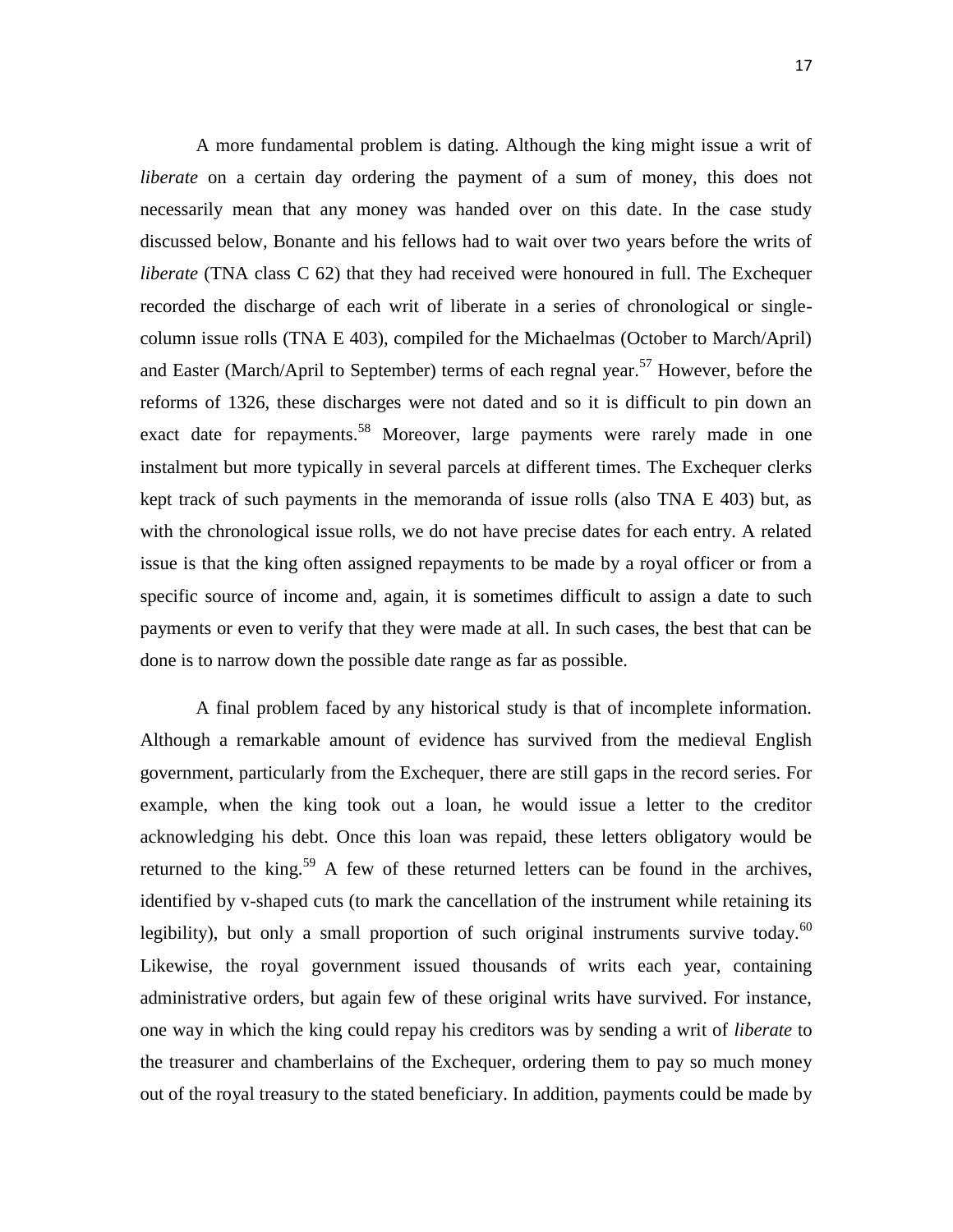A more fundamental problem is dating. Although the king might issue a writ of *liberate* on a certain day ordering the payment of a sum of money, this does not necessarily mean that any money was handed over on this date. In the case study discussed below, Bonante and his fellows had to wait over two years before the writs of *liberate* (TNA class C 62) that they had received were honoured in full. The Exchequer recorded the discharge of each writ of liberate in a series of chronological or single-column issue rolls (TNA E 403), compiled for the Michaelmas (October to March/April) and Easter (March/April to September) terms of each regnal year.[57] However, before the reforms of 1326, these discharges were not dated and so it is difficult to pin down an exact date for repayments.[58] Moreover, large payments were rarely made in one instalment but more typically in several parcels at different times. The Exchequer clerks kept track of such payments in the memoranda of issue rolls (also TNA E 403) but, as with the chronological issue rolls, we do not have precise dates for each entry. A related issue is that the king often assigned repayments to be made by a royal officer or from a specific source of income and, again, it is sometimes difficult to assign a date to such payments or even to verify that they were made at all. In such cases, the best that can be done is to narrow down the possible date range as far as possible.

A final problem faced by any historical study is that of incomplete information. Although a remarkable amount of evidence has survived from the medieval English government, particularly from the Exchequer, there are still gaps in the record series. For example, when the king took out a loan, he would issue a letter to the creditor acknowledging his debt. Once this loan was repaid, these letters obligatory would be returned to the king.[59] A few of these returned letters can be found in the archives, identified by v-shaped cuts (to mark the cancellation of the instrument while retaining its legibility), but only a small proportion of such original instruments survive today.[60] Likewise, the royal government issued thousands of writs each year, containing administrative orders, but again few of these original writs have survived. For instance, one way in which the king could repay his creditors was by sending a writ of *liberate* to the treasurer and chamberlains of the Exchequer, ordering them to pay so much money out of the royal treasury to the stated beneficiary. In addition, payments could be made by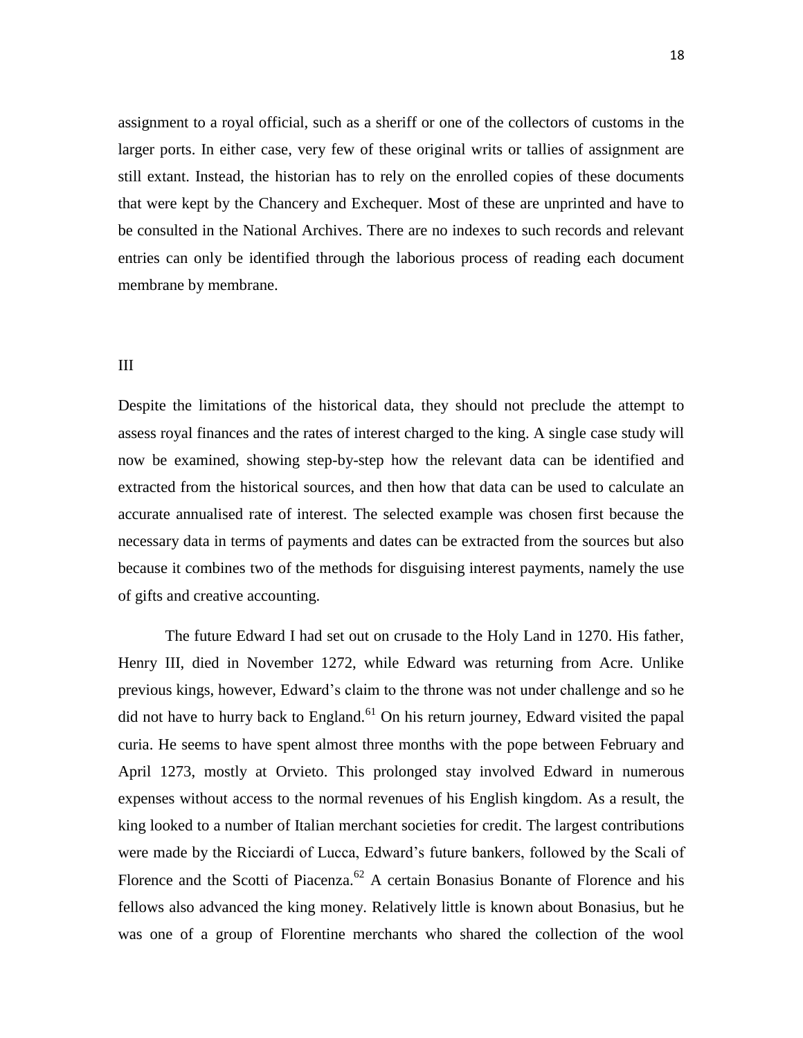assignment to a royal official, such as a sheriff or one of the collectors of customs in the larger ports. In either case, very few of these original writs or tallies of assignment are still extant. Instead, the historian has to rely on the enrolled copies of these documents that were kept by the Chancery and Exchequer. Most of these are unprinted and have to be consulted in the National Archives. There are no indexes to such records and relevant entries can only be identified through the laborious process of reading each document membrane by membrane.

## III

Despite the limitations of the historical data, they should not preclude the attempt to assess royal finances and the rates of interest charged to the king. A single case study will now be examined, showing step-by-step how the relevant data can be identified and extracted from the historical sources, and then how that data can be used to calculate an accurate annualised rate of interest. The selected example was chosen first because the necessary data in terms of payments and dates can be extracted from the sources but also because it combines two of the methods for disguising interest payments, namely the use of gifts and creative accounting.

The future Edward I had set out on crusade to the Holy Land in 1270. His father, Henry III, died in November 1272, while Edward was returning from Acre. Unlike previous kings, however, Edward's claim to the throne was not under challenge and so he did not have to hurry back to England.[61] On his return journey, Edward visited the papal curia. He seems to have spent almost three months with the pope between February and April 1273, mostly at Orvieto. This prolonged stay involved Edward in numerous expenses without access to the normal revenues of his English kingdom. As a result, the king looked to a number of Italian merchant societies for credit. The largest contributions were made by the Ricciardi of Lucca, Edward's future bankers, followed by the Scali of Florence and the Scotti of Piacenza.[62] A certain Bonasius Bonante of Florence and his fellows also advanced the king money. Relatively little is known about Bonasius, but he was one of a group of Florentine merchants who shared the collection of the wool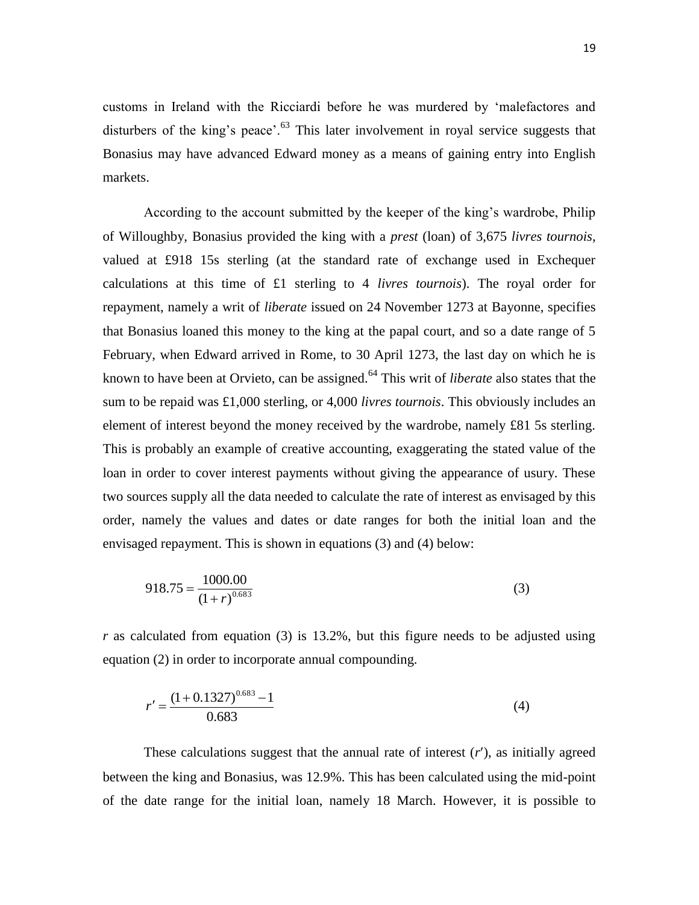customs in Ireland with the Ricciardi before he was murdered by 'malefactores and disturbers of the king's peace'.[63] This later involvement in royal service suggests that Bonasius may have advanced Edward money as a means of gaining entry into English markets.

According to the account submitted by the keeper of the king's wardrobe, Philip of Willoughby, Bonasius provided the king with a *prest* (loan) of 3,675 *livres tournois*, valued at £918 15s sterling (at the standard rate of exchange used in Exchequer calculations at this time of £1 sterling to 4 *livres tournois*). The royal order for repayment, namely a writ of *liberate* issued on 24 November 1273 at Bayonne, specifies that Bonasius loaned this money to the king at the papal court, and so a date range of 5 February, when Edward arrived in Rome, to 30 April 1273, the last day on which he is known to have been at Orvieto, can be assigned.[64] This writ of *liberate* also states that the sum to be repaid was £1,000 sterling, or 4,000 *livres tournois*. This obviously includes an element of interest beyond the money received by the wardrobe, namely £81 5s sterling. This is probably an example of creative accounting, exaggerating the stated value of the loan in order to cover interest payments without giving the appearance of usury. These two sources supply all the data needed to calculate the rate of interest as envisaged by this order, namely the values and dates or date ranges for both the initial loan and the envisaged repayment. This is shown in equations (3) and (4) below:

$$918.75 = \frac{1000.00}{(1+r)^{0.683}} \tag{3}$$

$r$ as calculated from equation (3) is 13.2%, but this figure needs to be adjusted using equation (2) in order to incorporate annual compounding.

$$r' = \frac{(1+0.1327)^{0.683} - 1}{0.683} \tag{4}$$

These calculations suggest that the annual rate of interest ($r'$), as initially agreed between the king and Bonasius, was 12.9%. This has been calculated using the mid-point of the date range for the initial loan, namely 18 March. However, it is possible to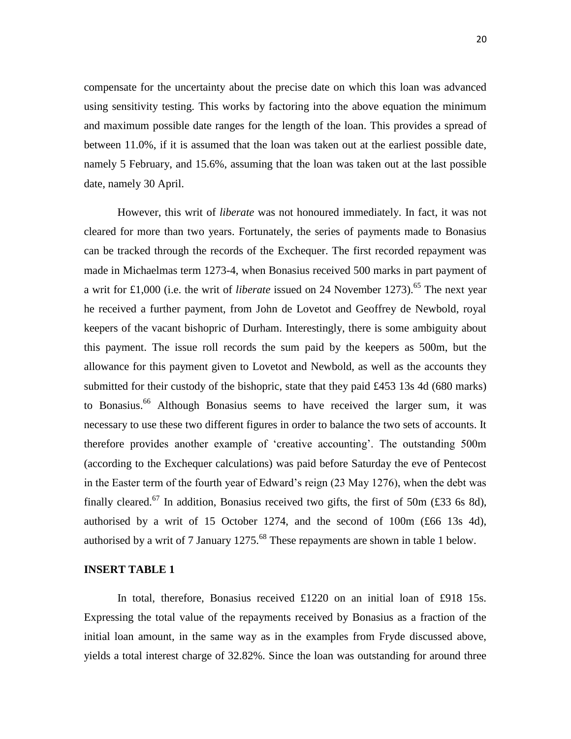compensate for the uncertainty about the precise date on which this loan was advanced using sensitivity testing. This works by factoring into the above equation the minimum and maximum possible date ranges for the length of the loan. This provides a spread of between 11.0%, if it is assumed that the loan was taken out at the earliest possible date, namely 5 February, and 15.6%, assuming that the loan was taken out at the last possible date, namely 30 April.

However, this writ of *liberate* was not honoured immediately. In fact, it was not cleared for more than two years. Fortunately, the series of payments made to Bonasius can be tracked through the records of the Exchequer. The first recorded repayment was made in Michaelmas term 1273-4, when Bonasius received 500 marks in part payment of a writ for £1,000 (i.e. the writ of *liberate* issued on 24 November 1273).[65] The next year he received a further payment, from John de Lovetot and Geoffrey de Newbold, royal keepers of the vacant bishopric of Durham. Interestingly, there is some ambiguity about this payment. The issue roll records the sum paid by the keepers as 500m, but the allowance for this payment given to Lovetot and Newbold, as well as the accounts they submitted for their custody of the bishopric, state that they paid £453 13s 4d (680 marks) to Bonasius.[66] Although Bonasius seems to have received the larger sum, it was necessary to use these two different figures in order to balance the two sets of accounts. It therefore provides another example of 'creative accounting'. The outstanding 500m (according to the Exchequer calculations) was paid before Saturday the eve of Pentecost in the Easter term of the fourth year of Edward's reign (23 May 1276), when the debt was finally cleared.[67] In addition, Bonasius received two gifts, the first of 50m (£33 6s 8d), authorised by a writ of 15 October 1274, and the second of 100m (£66 13s 4d), authorised by a writ of 7 January 1275.[68] These repayments are shown in table 1 below.

**INSERT TABLE 1**

In total, therefore, Bonasius received £1220 on an initial loan of £918 15s. Expressing the total value of the repayments received by Bonasius as a fraction of the initial loan amount, in the same way as in the examples from Fryde discussed above, yields a total interest charge of 32.82%. Since the loan was outstanding for around three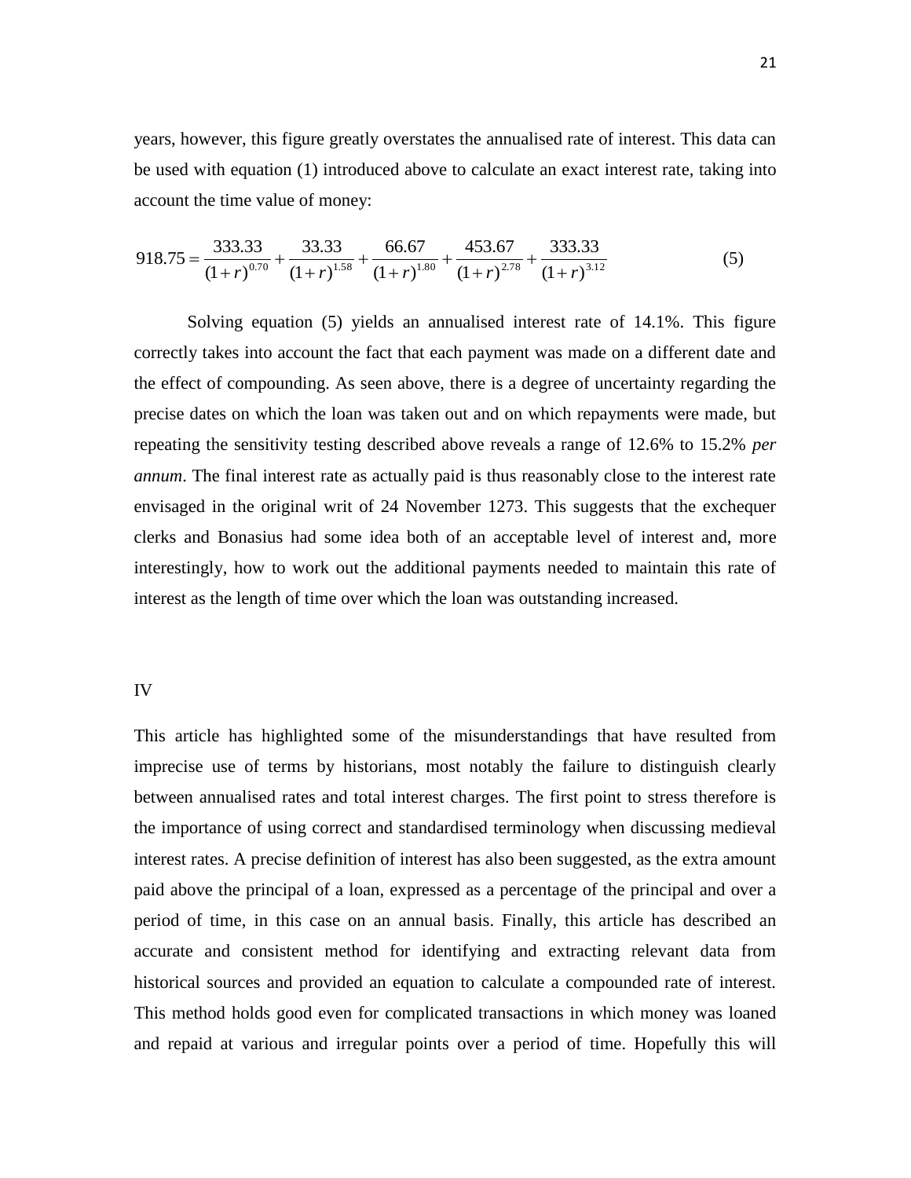years, however, this figure greatly overstates the annualised rate of interest. This data can be used with equation (1) introduced above to calculate an exact interest rate, taking into account the time value of money:

$$918.75 = \frac{333.33}{(1+r)^{0.70}} + \frac{33.33}{(1+r)^{1.58}} + \frac{66.67}{(1+r)^{1.80}} + \frac{453.67}{(1+r)^{2.78}} + \frac{333.33}{(1+r)^{3.12}} \tag{5}$$

Solving equation (5) yields an annualised interest rate of 14.1%. This figure correctly takes into account the fact that each payment was made on a different date and the effect of compounding. As seen above, there is a degree of uncertainty regarding the precise dates on which the loan was taken out and on which repayments were made, but repeating the sensitivity testing described above reveals a range of 12.6% to 15.2% *per annum*. The final interest rate as actually paid is thus reasonably close to the interest rate envisaged in the original writ of 24 November 1273. This suggests that the exchequer clerks and Bonasius had some idea both of an acceptable level of interest and, more interestingly, how to work out the additional payments needed to maintain this rate of interest as the length of time over which the loan was outstanding increased.

## IV

This article has highlighted some of the misunderstandings that have resulted from imprecise use of terms by historians, most notably the failure to distinguish clearly between annualised rates and total interest charges. The first point to stress therefore is the importance of using correct and standardised terminology when discussing medieval interest rates. A precise definition of interest has also been suggested, as the extra amount paid above the principal of a loan, expressed as a percentage of the principal and over a period of time, in this case on an annual basis. Finally, this article has described an accurate and consistent method for identifying and extracting relevant data from historical sources and provided an equation to calculate a compounded rate of interest. This method holds good even for complicated transactions in which money was loaned and repaid at various and irregular points over a period of time. Hopefully this will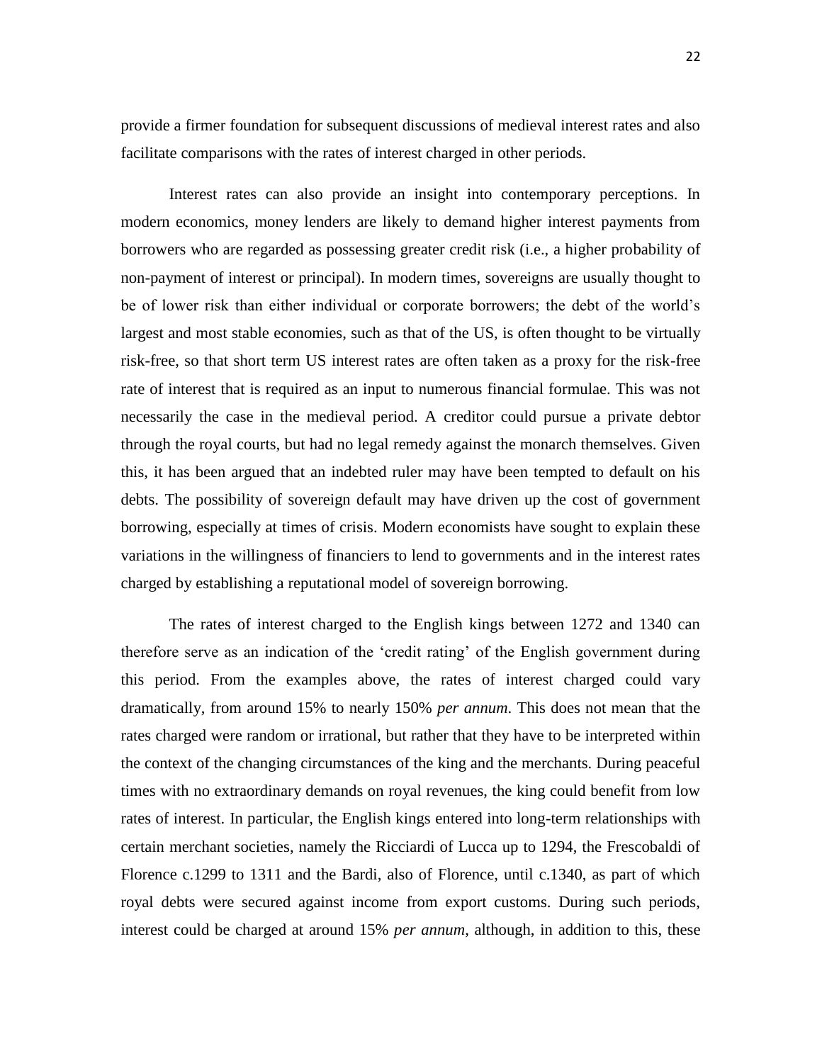provide a firmer foundation for subsequent discussions of medieval interest rates and also facilitate comparisons with the rates of interest charged in other periods.

Interest rates can also provide an insight into contemporary perceptions. In modern economics, money lenders are likely to demand higher interest payments from borrowers who are regarded as possessing greater credit risk (i.e., a higher probability of non-payment of interest or principal). In modern times, sovereigns are usually thought to be of lower risk than either individual or corporate borrowers; the debt of the world's largest and most stable economies, such as that of the US, is often thought to be virtually risk-free, so that short term US interest rates are often taken as a proxy for the risk-free rate of interest that is required as an input to numerous financial formulae. This was not necessarily the case in the medieval period. A creditor could pursue a private debtor through the royal courts, but had no legal remedy against the monarch themselves. Given this, it has been argued that an indebted ruler may have been tempted to default on his debts. The possibility of sovereign default may have driven up the cost of government borrowing, especially at times of crisis. Modern economists have sought to explain these variations in the willingness of financiers to lend to governments and in the interest rates charged by establishing a reputational model of sovereign borrowing.

The rates of interest charged to the English kings between 1272 and 1340 can therefore serve as an indication of the 'credit rating' of the English government during this period. From the examples above, the rates of interest charged could vary dramatically, from around 15% to nearly 150% *per annum*. This does not mean that the rates charged were random or irrational, but rather that they have to be interpreted within the context of the changing circumstances of the king and the merchants. During peaceful times with no extraordinary demands on royal revenues, the king could benefit from low rates of interest. In particular, the English kings entered into long-term relationships with certain merchant societies, namely the Ricciardi of Lucca up to 1294, the Frescobaldi of Florence c.1299 to 1311 and the Bardi, also of Florence, until c.1340, as part of which royal debts were secured against income from export customs. During such periods, interest could be charged at around 15% *per annum*, although, in addition to this, these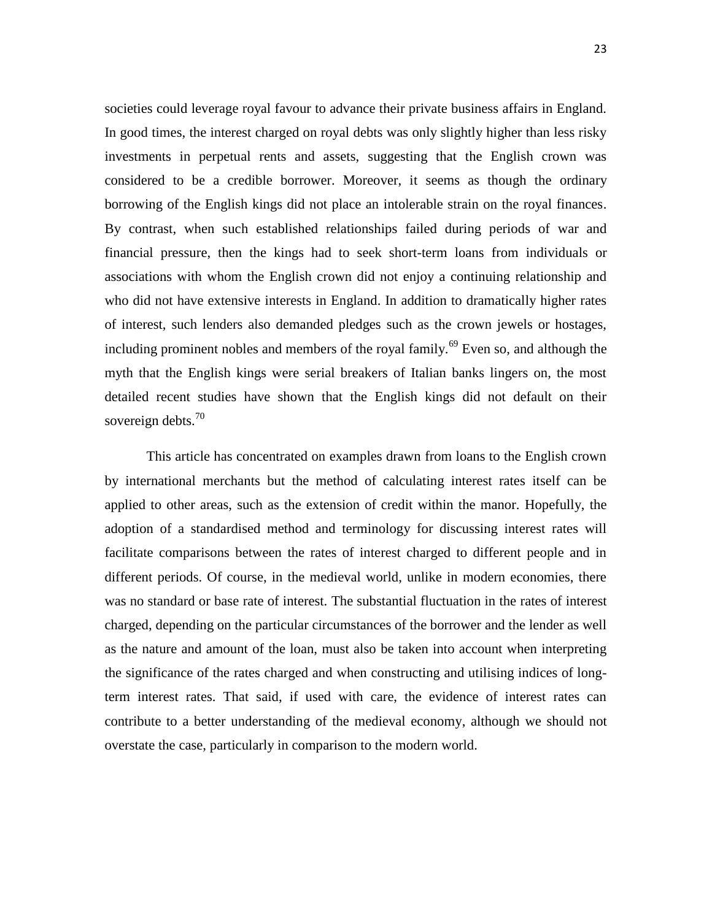societies could leverage royal favour to advance their private business affairs in England. In good times, the interest charged on royal debts was only slightly higher than less risky investments in perpetual rents and assets, suggesting that the English crown was considered to be a credible borrower. Moreover, it seems as though the ordinary borrowing of the English kings did not place an intolerable strain on the royal finances. By contrast, when such established relationships failed during periods of war and financial pressure, then the kings had to seek short-term loans from individuals or associations with whom the English crown did not enjoy a continuing relationship and who did not have extensive interests in England. In addition to dramatically higher rates of interest, such lenders also demanded pledges such as the crown jewels or hostages, including prominent nobles and members of the royal family.[69] Even so, and although the myth that the English kings were serial breakers of Italian banks lingers on, the most detailed recent studies have shown that the English kings did not default on their sovereign debts.[70]

This article has concentrated on examples drawn from loans to the English crown by international merchants but the method of calculating interest rates itself can be applied to other areas, such as the extension of credit within the manor. Hopefully, the adoption of a standardised method and terminology for discussing interest rates will facilitate comparisons between the rates of interest charged to different people and in different periods. Of course, in the medieval world, unlike in modern economies, there was no standard or base rate of interest. The substantial fluctuation in the rates of interest charged, depending on the particular circumstances of the borrower and the lender as well as the nature and amount of the loan, must also be taken into account when interpreting the significance of the rates charged and when constructing and utilising indices of long-term interest rates. That said, if used with care, the evidence of interest rates can contribute to a better understanding of the medieval economy, although we should not overstate the case, particularly in comparison to the modern world.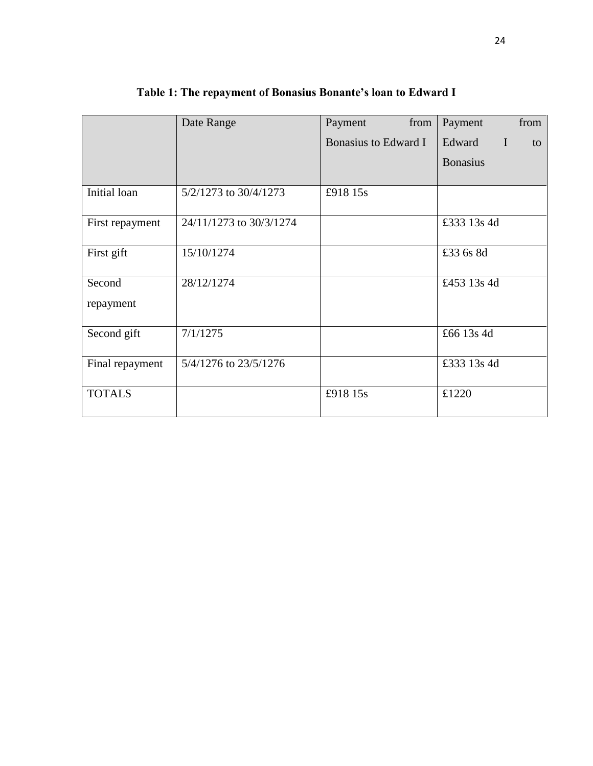**Table 1: The repayment of Bonasius Bonante's loan to Edward I**

| | Date Range | Payment from Bonasius to Edward I | Payment from Edward I to Bonasius |
|---|---|---|---|
| Initial loan | 5/2/1273 to 30/4/1273 | £918 15s | |
| First repayment | 24/11/1273 to 30/3/1274 | | £333 13s 4d |
| First gift | 15/10/1274 | | £33 6s 8d |
| Second repayment | 28/12/1274 | | £453 13s 4d |
| Second gift | 7/1/1275 | | £66 13s 4d |
| Final repayment | 5/4/1276 to 23/5/1276 | | £333 13s 4d |
| TOTALS | | £918 15s | £1220 |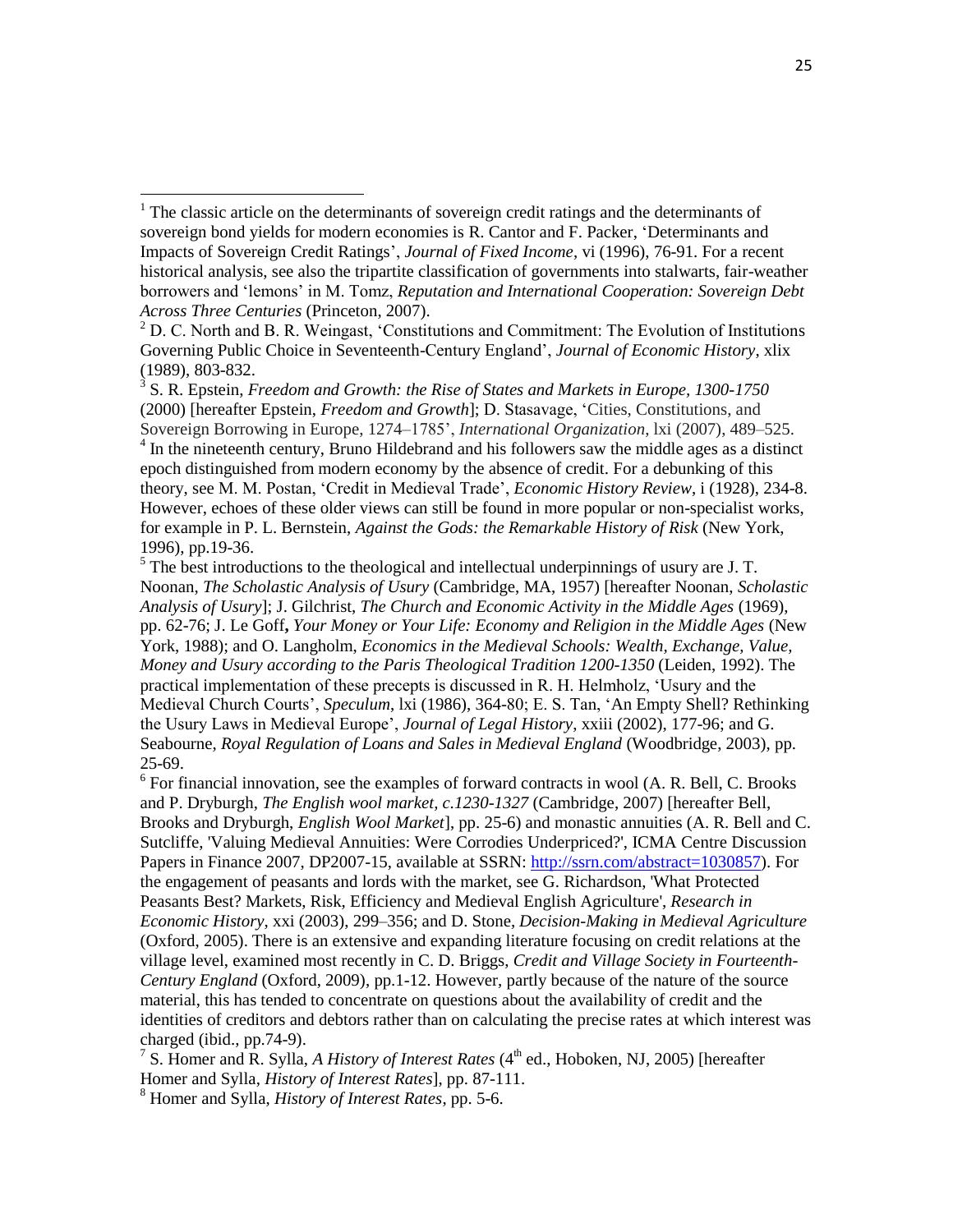[1] The classic article on the determinants of sovereign credit ratings and the determinants of sovereign bond yields for modern economies is R. Cantor and F. Packer, 'Determinants and Impacts of Sovereign Credit Ratings', *Journal of Fixed Income*, vi (1996), 76-91. For a recent historical analysis, see also the tripartite classification of governments into stalwarts, fair-weather borrowers and 'lemons' in M. Tomz, *Reputation and International Cooperation: Sovereign Debt Across Three Centuries* (Princeton, 2007).

[2] D. C. North and B. R. Weingast, 'Constitutions and Commitment: The Evolution of Institutions Governing Public Choice in Seventeenth-Century England', *Journal of Economic History*, xlix (1989), 803-832.

[3] S. R. Epstein, *Freedom and Growth: the Rise of States and Markets in Europe, 1300-1750* (2000) [hereafter Epstein, *Freedom and Growth*]; D. Stasavage, 'Cities, Constitutions, and Sovereign Borrowing in Europe, 1274–1785', *International Organization*, lxi (2007), 489–525.

[4] In the nineteenth century, Bruno Hildebrand and his followers saw the middle ages as a distinct epoch distinguished from modern economy by the absence of credit. For a debunking of this theory, see M. M. Postan, 'Credit in Medieval Trade', *Economic History Review*, i (1928), 234-8. However, echoes of these older views can still be found in more popular or non-specialist works, for example in P. L. Bernstein, *Against the Gods: the Remarkable History of Risk* (New York, 1996), pp.19-36.

[5] The best introductions to the theological and intellectual underpinnings of usury are J. T. Noonan, *The Scholastic Analysis of Usury* (Cambridge, MA, 1957) [hereafter Noonan, *Scholastic Analysis of Usury*]; J. Gilchrist, *The Church and Economic Activity in the Middle Ages* (1969), pp. 62-76; J. Le Goff, *Your Money or Your Life: Economy and Religion in the Middle Ages* (New York, 1988); and O. Langholm, *Economics in the Medieval Schools: Wealth, Exchange, Value, Money and Usury according to the Paris Theological Tradition 1200-1350* (Leiden, 1992). The practical implementation of these precepts is discussed in R. H. Helmholz, 'Usury and the Medieval Church Courts', *Speculum*, lxi (1986), 364-80; E. S. Tan, 'An Empty Shell? Rethinking the Usury Laws in Medieval Europe', *Journal of Legal History*, xxiii (2002), 177-96; and G. Seabourne, *Royal Regulation of Loans and Sales in Medieval England* (Woodbridge, 2003), pp. 25-69.

[6] For financial innovation, see the examples of forward contracts in wool (A. R. Bell, C. Brooks and P. Dryburgh, *The English wool market, c.1230-1327* (Cambridge, 2007) [hereafter Bell, Brooks and Dryburgh, *English Wool Market*], pp. 25-6) and monastic annuities (A. R. Bell and C. Sutcliffe, 'Valuing Medieval Annuities: Were Corrodies Underpriced?', ICMA Centre Discussion Papers in Finance 2007, DP2007-15, available at SSRN: http://ssrn.com/abstract=1030857). For the engagement of peasants and lords with the market, see G. Richardson, 'What Protected Peasants Best? Markets, Risk, Efficiency and Medieval English Agriculture', *Research in Economic History*, xxi (2003), 299–356; and D. Stone, *Decision-Making in Medieval Agriculture* (Oxford, 2005). There is an extensive and expanding literature focusing on credit relations at the village level, examined most recently in C. D. Briggs, *Credit and Village Society in Fourteenth-Century England* (Oxford, 2009), pp.1-12. However, partly because of the nature of the source material, this has tended to concentrate on questions about the availability of credit and the identities of creditors and debtors rather than on calculating the precise rates at which interest was charged (ibid., pp.74-9).

[7] S. Homer and R. Sylla, *A History of Interest Rates* (4th ed., Hoboken, NJ, 2005) [hereafter Homer and Sylla, *History of Interest Rates*], pp. 87-111.

[8] Homer and Sylla, *History of Interest Rates*, pp. 5-6.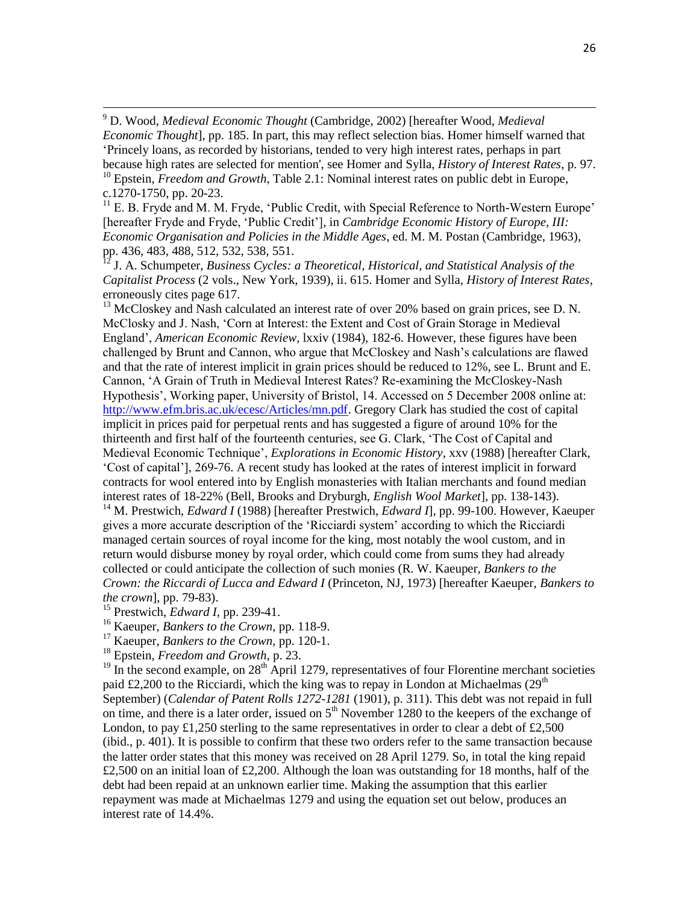[9] D. Wood, *Medieval Economic Thought* (Cambridge, 2002) [hereafter Wood, *Medieval Economic Thought*], pp. 185. In part, this may reflect selection bias. Homer himself warned that 'Princely loans, as recorded by historians, tended to very high interest rates, perhaps in part because high rates are selected for mention', see Homer and Sylla, *History of Interest Rates*, p. 97.

[10] Epstein, *Freedom and Growth*, Table 2.1: Nominal interest rates on public debt in Europe, c.1270-1750, pp. 20-23.

[11] E. B. Fryde and M. M. Fryde, 'Public Credit, with Special Reference to North-Western Europe' [hereafter Fryde and Fryde, 'Public Credit'], in *Cambridge Economic History of Europe, III: Economic Organisation and Policies in the Middle Ages*, ed. M. M. Postan (Cambridge, 1963), pp. 436, 483, 488, 512, 532, 538, 551.

[12] J. A. Schumpeter, *Business Cycles: a Theoretical, Historical, and Statistical Analysis of the Capitalist Process* (2 vols., New York, 1939), ii. 615. Homer and Sylla, *History of Interest Rates*, erroneously cites page 617.

[13] McCloskey and Nash calculated an interest rate of over 20% based on grain prices, see D. N. McClosky and J. Nash, 'Corn at Interest: the Extent and Cost of Grain Storage in Medieval England', *American Economic Review*, lxxiv (1984), 182-6. However, these figures have been challenged by Brunt and Cannon, who argue that McCloskey and Nash's calculations are flawed and that the rate of interest implicit in grain prices should be reduced to 12%, see L. Brunt and E. Cannon, 'A Grain of Truth in Medieval Interest Rates? Re-examining the McCloskey-Nash Hypothesis', Working paper, University of Bristol, 14. Accessed on 5 December 2008 online at: http://www.efm.bris.ac.uk/ecesc/Articles/mn.pdf. Gregory Clark has studied the cost of capital implicit in prices paid for perpetual rents and has suggested a figure of around 10% for the thirteenth and first half of the fourteenth centuries, see G. Clark, 'The Cost of Capital and Medieval Economic Technique', *Explorations in Economic History*, xxv (1988) [hereafter Clark, 'Cost of capital'], 269-76. A recent study has looked at the rates of interest implicit in forward contracts for wool entered into by English monasteries with Italian merchants and found median interest rates of 18-22% (Bell, Brooks and Dryburgh, *English Wool Market*], pp. 138-143).

[14] M. Prestwich, *Edward I* (1988) [hereafter Prestwich, *Edward I*], pp. 99-100. However, Kaeuper gives a more accurate description of the 'Ricciardi system' according to which the Ricciardi managed certain sources of royal income for the king, most notably the wool custom, and in return would disburse money by royal order, which could come from sums they had already collected or could anticipate the collection of such monies (R. W. Kaeuper, *Bankers to the Crown: the Riccardi of Lucca and Edward I* (Princeton, NJ, 1973) [hereafter Kaeuper, *Bankers to the crown*], pp. 79-83).

[15] Prestwich, *Edward I*, pp. 239-41.

[16] Kaeuper, *Bankers to the Crown*, pp. 118-9.

[17] Kaeuper, *Bankers to the Crown*, pp. 120-1.

[18] Epstein, *Freedom and Growth*, p. 23.

[19] In the second example, on 28th April 1279, representatives of four Florentine merchant societies paid £2,200 to the Ricciardi, which the king was to repay in London at Michaelmas (29th September) (*Calendar of Patent Rolls 1272-1281* (1901), p. 311). This debt was not repaid in full on time, and there is a later order, issued on 5th November 1280 to the keepers of the exchange of London, to pay £1,250 sterling to the same representatives in order to clear a debt of £2,500 (ibid., p. 401). It is possible to confirm that these two orders refer to the same transaction because the latter order states that this money was received on 28 April 1279. So, in total the king repaid £2,500 on an initial loan of £2,200. Although the loan was outstanding for 18 months, half of the debt had been repaid at an unknown earlier time. Making the assumption that this earlier repayment was made at Michaelmas 1279 and using the equation set out below, produces an interest rate of 14.4%.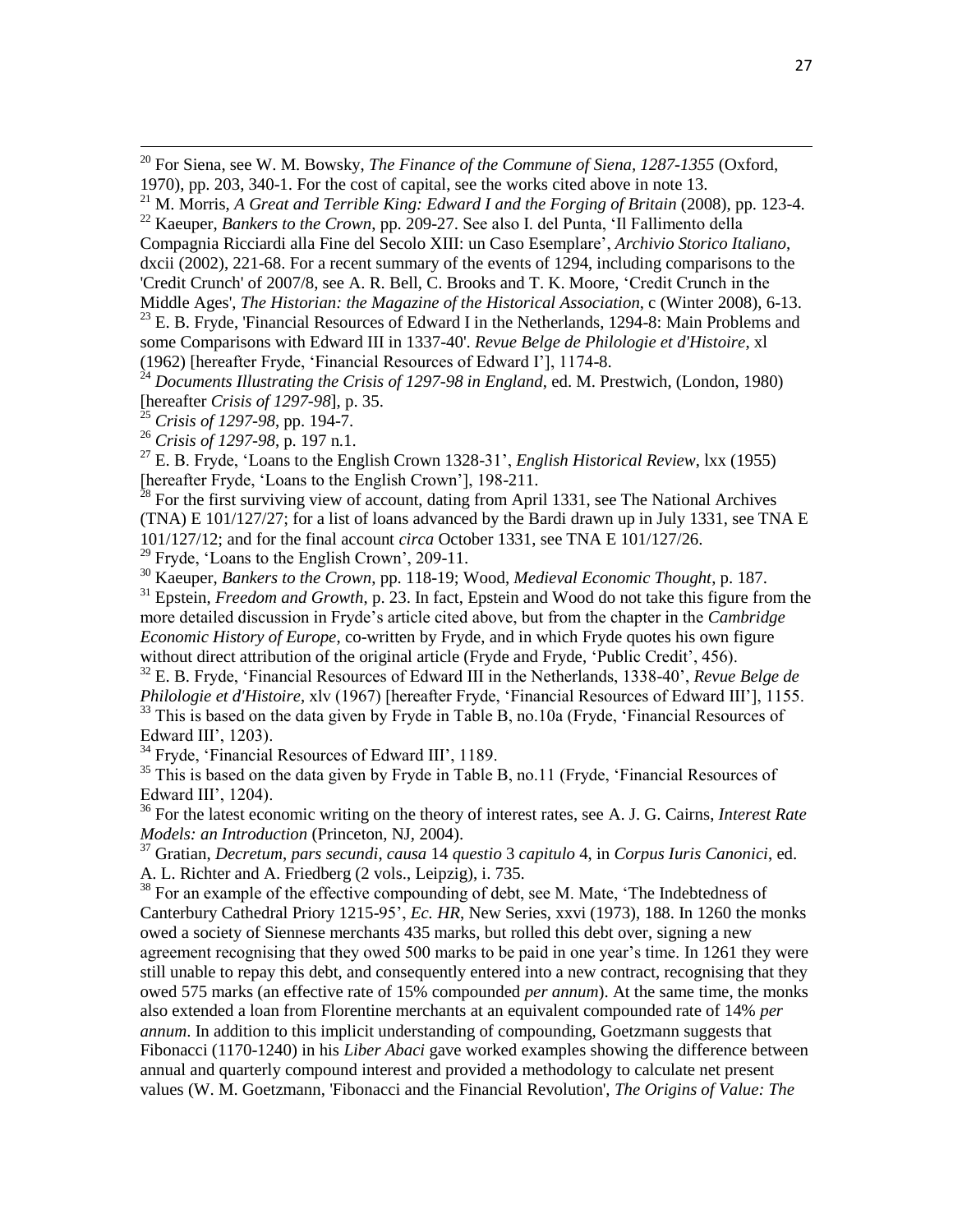[20] For Siena, see W. M. Bowsky, *The Finance of the Commune of Siena, 1287-1355* (Oxford, 1970), pp. 203, 340-1. For the cost of capital, see the works cited above in note 13.

[21] M. Morris, *A Great and Terrible King: Edward I and the Forging of Britain* (2008), pp. 123-4.

[22] Kaeuper, *Bankers to the Crown*, pp. 209-27. See also I. del Punta, 'Il Fallimento della Compagnia Ricciardi alla Fine del Secolo XIII: un Caso Esemplare', *Archivio Storico Italiano*, dxcii (2002), 221-68. For a recent summary of the events of 1294, including comparisons to the 'Credit Crunch' of 2007/8, see A. R. Bell, C. Brooks and T. K. Moore, 'Credit Crunch in the Middle Ages', *The Historian: the Magazine of the Historical Association*, c (Winter 2008), 6-13.

[23] E. B. Fryde, 'Financial Resources of Edward I in the Netherlands, 1294-8: Main Problems and some Comparisons with Edward III in 1337-40'. *Revue Belge de Philologie et d'Histoire*, xl (1962) [hereafter Fryde, 'Financial Resources of Edward I'], 1174-8.

[24] *Documents Illustrating the Crisis of 1297-98 in England*, ed. M. Prestwich, (London, 1980) [hereafter *Crisis of 1297-98*], p. 35.

[25] *Crisis of 1297-98*, pp. 194-7.

[26] *Crisis of 1297-98*, p. 197 n.1.

[27] E. B. Fryde, 'Loans to the English Crown 1328-31', *English Historical Review*, lxx (1955) [hereafter Fryde, 'Loans to the English Crown'], 198-211.

[28] For the first surviving view of account, dating from April 1331, see The National Archives (TNA) E 101/127/27; for a list of loans advanced by the Bardi drawn up in July 1331, see TNA E 101/127/12; and for the final account *circa* October 1331, see TNA E 101/127/26.

[29] Fryde, 'Loans to the English Crown', 209-11.

[30] Kaeuper, *Bankers to the Crown*, pp. 118-19; Wood, *Medieval Economic Thought*, p. 187.

[31] Epstein, *Freedom and Growth*, p. 23. In fact, Epstein and Wood do not take this figure from the more detailed discussion in Fryde's article cited above, but from the chapter in the *Cambridge Economic History of Europe*, co-written by Fryde, and in which Fryde quotes his own figure without direct attribution of the original article (Fryde and Fryde, 'Public Credit', 456).

[32] E. B. Fryde, 'Financial Resources of Edward III in the Netherlands, 1338-40', *Revue Belge de Philologie et d'Histoire*, xlv (1967) [hereafter Fryde, 'Financial Resources of Edward III'], 1155.

[33] This is based on the data given by Fryde in Table B, no.10a (Fryde, 'Financial Resources of Edward III', 1203).

[34] Fryde, 'Financial Resources of Edward III', 1189.

[35] This is based on the data given by Fryde in Table B, no.11 (Fryde, 'Financial Resources of Edward III', 1204).

[36] For the latest economic writing on the theory of interest rates, see A. J. G. Cairns, *Interest Rate Models: an Introduction* (Princeton, NJ, 2004).

[37] Gratian, *Decretum*, *pars secundi*, *causa* 14 *questio* 3 *capitulo* 4, in *Corpus Iuris Canonici*, ed. A. L. Richter and A. Friedberg (2 vols., Leipzig), i. 735.

[38] For an example of the effective compounding of debt, see M. Mate, 'The Indebtedness of Canterbury Cathedral Priory 1215-95', *Ec. HR*, New Series, xxvi (1973), 188. In 1260 the monks owed a society of Siennese merchants 435 marks, but rolled this debt over, signing a new agreement recognising that they owed 500 marks to be paid in one year's time. In 1261 they were still unable to repay this debt, and consequently entered into a new contract, recognising that they owed 575 marks (an effective rate of 15% compounded *per annum*). At the same time, the monks also extended a loan from Florentine merchants at an equivalent compounded rate of 14% *per annum*. In addition to this implicit understanding of compounding, Goetzmann suggests that Fibonacci (1170-1240) in his *Liber Abaci* gave worked examples showing the difference between annual and quarterly compound interest and provided a methodology to calculate net present values (W. M. Goetzmann, 'Fibonacci and the Financial Revolution', *The Origins of Value: The*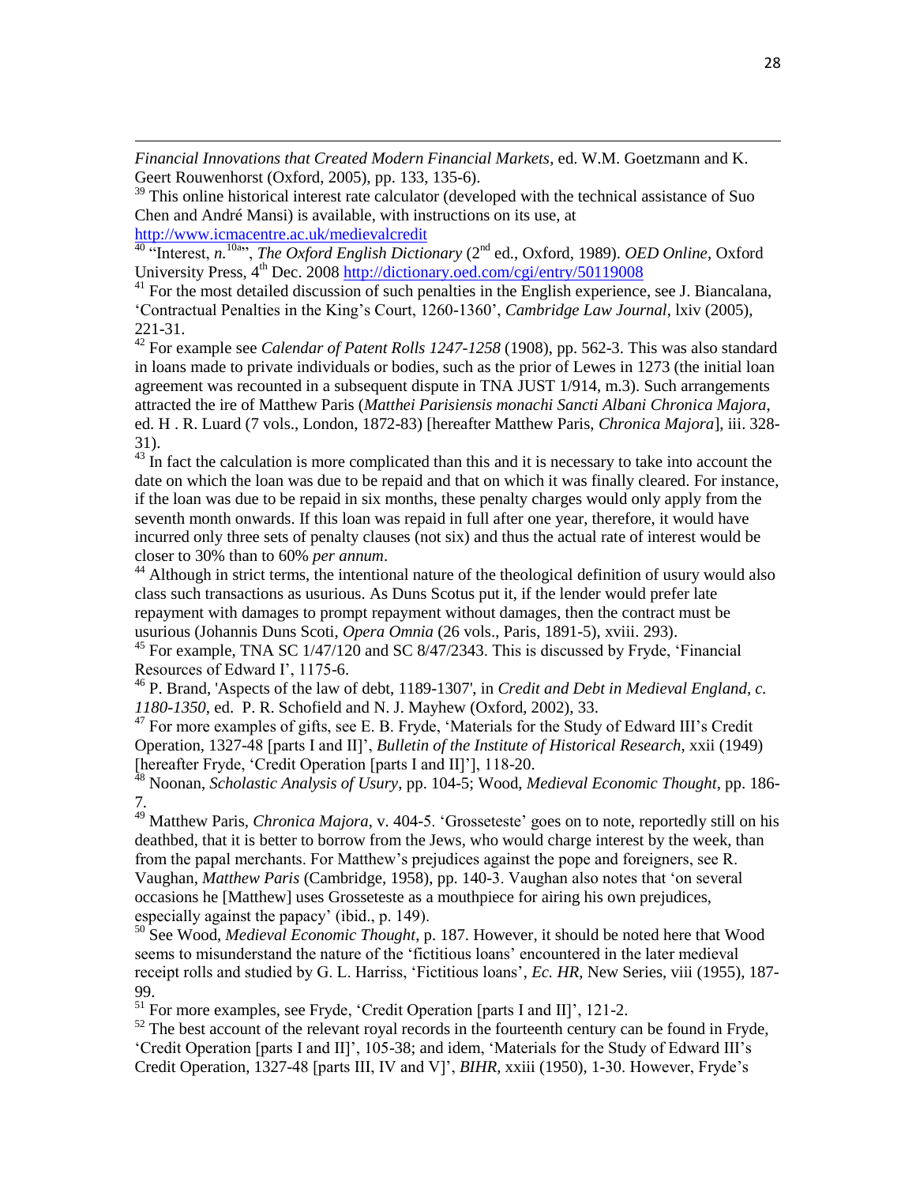*Financial Innovations that Created Modern Financial Markets*, ed. W.M. Goetzmann and K. Geert Rouwenhorst (Oxford, 2005), pp. 133, 135-6).

[39] This online historical interest rate calculator (developed with the technical assistance of Suo Chen and André Mansi) is available, with instructions on its use, at http://www.icmacentre.ac.uk/medievalcredit

[40] "Interest, *n.*[10a]", *The Oxford English Dictionary* (2nd ed., Oxford, 1989). *OED Online*, Oxford University Press, 4th Dec. 2008 http://dictionary.oed.com/cgi/entry/50119008

[41] For the most detailed discussion of such penalties in the English experience, see J. Biancalana, 'Contractual Penalties in the King's Court, 1260-1360', *Cambridge Law Journal*, lxiv (2005), 221-31.

[42] For example see *Calendar of Patent Rolls 1247-1258* (1908), pp. 562-3. This was also standard in loans made to private individuals or bodies, such as the prior of Lewes in 1273 (the initial loan agreement was recounted in a subsequent dispute in TNA JUST 1/914, m.3). Such arrangements attracted the ire of Matthew Paris (*Matthei Parisiensis monachi Sancti Albani Chronica Majora*, ed. H . R. Luard (7 vols., London, 1872-83) [hereafter Matthew Paris, *Chronica Majora*], iii. 328-31).

[43] In fact the calculation is more complicated than this and it is necessary to take into account the date on which the loan was due to be repaid and that on which it was finally cleared. For instance, if the loan was due to be repaid in six months, these penalty charges would only apply from the seventh month onwards. If this loan was repaid in full after one year, therefore, it would have incurred only three sets of penalty clauses (not six) and thus the actual rate of interest would be closer to 30% than to 60% *per annum*.

[44] Although in strict terms, the intentional nature of the theological definition of usury would also class such transactions as usurious. As Duns Scotus put it, if the lender would prefer late repayment with damages to prompt repayment without damages, then the contract must be usurious (Johannis Duns Scoti, *Opera Omnia* (26 vols., Paris, 1891-5), xviii. 293).

[45] For example, TNA SC 1/47/120 and SC 8/47/2343. This is discussed by Fryde, 'Financial Resources of Edward I', 1175-6.

[46] P. Brand, 'Aspects of the law of debt, 1189-1307', in *Credit and Debt in Medieval England, c. 1180-1350*, ed. P. R. Schofield and N. J. Mayhew (Oxford, 2002), 33.

[47] For more examples of gifts, see E. B. Fryde, 'Materials for the Study of Edward III's Credit Operation, 1327-48 [parts I and II]', *Bulletin of the Institute of Historical Research*, xxii (1949) [hereafter Fryde, 'Credit Operation [parts I and II]'], 118-20.

[48] Noonan, *Scholastic Analysis of Usury*, pp. 104-5; Wood, *Medieval Economic Thought*, pp. 186-7.

[49] Matthew Paris, *Chronica Majora*, v. 404-5. 'Grosseteste' goes on to note, reportedly still on his deathbed, that it is better to borrow from the Jews, who would charge interest by the week, than from the papal merchants. For Matthew's prejudices against the pope and foreigners, see R. Vaughan, *Matthew Paris* (Cambridge, 1958), pp. 140-3. Vaughan also notes that 'on several occasions he [Matthew] uses Grosseteste as a mouthpiece for airing his own prejudices, especially against the papacy' (ibid., p. 149).

[50] See Wood, *Medieval Economic Thought*, p. 187. However, it should be noted here that Wood seems to misunderstand the nature of the 'fictitious loans' encountered in the later medieval receipt rolls and studied by G. L. Harriss, 'Fictitious loans', *Ec. HR*, New Series, viii (1955), 187-99.

[51] For more examples, see Fryde, 'Credit Operation [parts I and II]', 121-2.

[52] The best account of the relevant royal records in the fourteenth century can be found in Fryde, 'Credit Operation [parts I and II]', 105-38; and idem, 'Materials for the Study of Edward III's Credit Operation, 1327-48 [parts III, IV and V]', *BIHR*, xxiii (1950), 1-30. However, Fryde's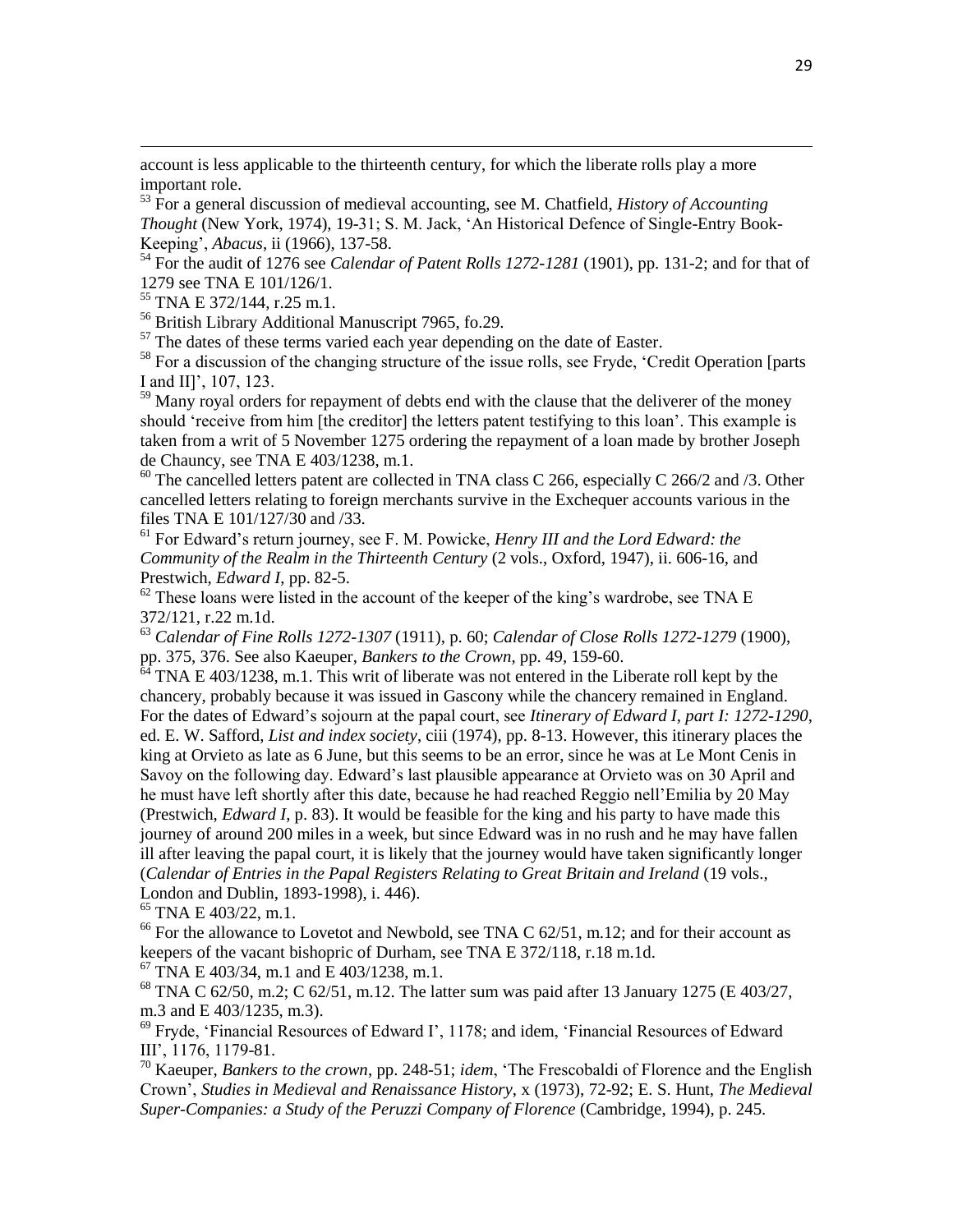account is less applicable to the thirteenth century, for which the liberate rolls play a more important role.

[53] For a general discussion of medieval accounting, see M. Chatfield, *History of Accounting Thought* (New York, 1974), 19-31; S. M. Jack, 'An Historical Defence of Single-Entry Book-Keeping', *Abacus*, ii (1966), 137-58.

[54] For the audit of 1276 see *Calendar of Patent Rolls 1272-1281* (1901), pp. 131-2; and for that of 1279 see TNA E 101/126/1.

[55] TNA E 372/144, r.25 m.1.

[56] British Library Additional Manuscript 7965, fo.29.

[57] The dates of these terms varied each year depending on the date of Easter.

[58] For a discussion of the changing structure of the issue rolls, see Fryde, 'Credit Operation [parts I and II]', 107, 123.

[59] Many royal orders for repayment of debts end with the clause that the deliverer of the money should 'receive from him [the creditor] the letters patent testifying to this loan'. This example is taken from a writ of 5 November 1275 ordering the repayment of a loan made by brother Joseph de Chauncy, see TNA E 403/1238, m.1.

[60] The cancelled letters patent are collected in TNA class C 266, especially C 266/2 and /3. Other cancelled letters relating to foreign merchants survive in the Exchequer accounts various in the files TNA E 101/127/30 and /33.

[61] For Edward's return journey, see F. M. Powicke, *Henry III and the Lord Edward: the Community of the Realm in the Thirteenth Century* (2 vols., Oxford, 1947), ii. 606-16, and Prestwich, *Edward I*, pp. 82-5.

[62] These loans were listed in the account of the keeper of the king's wardrobe, see TNA E 372/121, r.22 m.1d.

[63] *Calendar of Fine Rolls 1272-1307* (1911), p. 60; *Calendar of Close Rolls 1272-1279* (1900), pp. 375, 376. See also Kaeuper, *Bankers to the Crown*, pp. 49, 159-60.

[64] TNA E 403/1238, m.1. This writ of liberate was not entered in the Liberate roll kept by the chancery, probably because it was issued in Gascony while the chancery remained in England. For the dates of Edward's sojourn at the papal court, see *Itinerary of Edward I, part I: 1272-1290*, ed. E. W. Safford, *List and index society*, ciii (1974), pp. 8-13. However, this itinerary places the king at Orvieto as late as 6 June, but this seems to be an error, since he was at Le Mont Cenis in Savoy on the following day. Edward's last plausible appearance at Orvieto was on 30 April and he must have left shortly after this date, because he had reached Reggio nell'Emilia by 20 May (Prestwich, *Edward I*, p. 83). It would be feasible for the king and his party to have made this journey of around 200 miles in a week, but since Edward was in no rush and he may have fallen ill after leaving the papal court, it is likely that the journey would have taken significantly longer (*Calendar of Entries in the Papal Registers Relating to Great Britain and Ireland* (19 vols., London and Dublin, 1893-1998), i. 446).

[65] TNA E 403/22, m.1.

[66] For the allowance to Lovetot and Newbold, see TNA C 62/51, m.12; and for their account as keepers of the vacant bishopric of Durham, see TNA E 372/118, r.18 m.1d.

[67] TNA E 403/34, m.1 and E 403/1238, m.1.

[68] TNA C 62/50, m.2; C 62/51, m.12. The latter sum was paid after 13 January 1275 (E 403/27, m.3 and E 403/1235, m.3).

[69] Fryde, 'Financial Resources of Edward I', 1178; and idem, 'Financial Resources of Edward III', 1176, 1179-81.

[70] Kaeuper, *Bankers to the crown*, pp. 248-51; *idem*, 'The Frescobaldi of Florence and the English Crown', *Studies in Medieval and Renaissance History*, x (1973), 72-92; E. S. Hunt, *The Medieval Super-Companies: a Study of the Peruzzi Company of Florence* (Cambridge, 1994), p. 245.